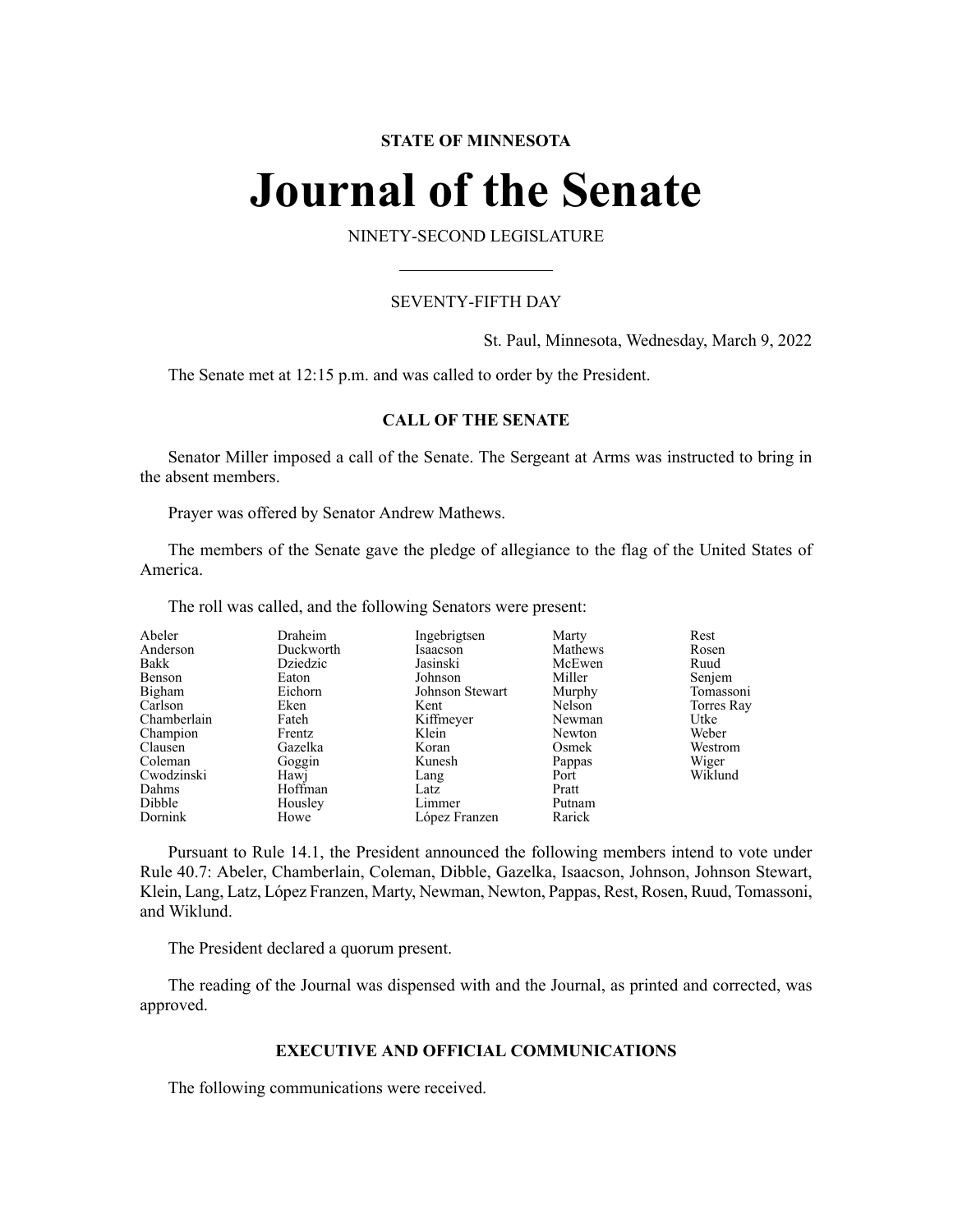**STATE OF MINNESOTA**

# Journal of the Senate

NINETY-SECOND LEGISLATURE

SEVENTY-FIFTH DAY

St. Paul, Minnesota, Wednesday, March 9, 2022

The Senate met at 12:15 p.m. and was called to order by the President.

## CALL OF THE SENATE

Senator Miller imposed a call of the Senate. The Sergeant at Arms was instructed to bring in the absent members.

Prayer was offered by Senator Andrew Mathews.

The members of the Senate gave the pledge of allegiance to the flag of the United States of America.

The roll was called, and the following Senators were present:

| | | | | |
|---|---|---|---|---|
| Abeler | Draheim | Ingebrigtsen | Marty | Rest |
| Anderson | Duckworth | Isaacson | Mathews | Rosen |
| Bakk | Dziedzic | Jasinski | McEwen | Ruud |
| Benson | Eaton | Johnson | Miller | Senjem |
| Bigham | Eichorn | Johnson Stewart | Murphy | Tomassoni |
| Carlson | Eken | Kent | Nelson | Torres Ray |
| Chamberlain | Fateh | Kiffmeyer | Newman | Utke |
| Champion | Frentz | Klein | Newton | Weber |
| Clausen | Gazelka | Koran | Osmek | Westrom |
| Coleman | Goggin | Kunesh | Pappas | Wiger |
| Cwodzinski | Hawj | Lang | Port | Wiklund |
| Dahms | Hoffman | Latz | Pratt | |
| Dibble | Housley | Limmer | Putnam | |
| Dornink | Howe | López Franzen | Rarick | |

Pursuant to Rule 14.1, the President announced the following members intend to vote under Rule 40.7: Abeler, Chamberlain, Coleman, Dibble, Gazelka, Isaacson, Johnson, Johnson Stewart, Klein, Lang, Latz, López Franzen, Marty, Newman, Newton, Pappas, Rest, Rosen, Ruud, Tomassoni, and Wiklund.

The President declared a quorum present.

The reading of the Journal was dispensed with and the Journal, as printed and corrected, was approved.

## EXECUTIVE AND OFFICIAL COMMUNICATIONS

The following communications were received.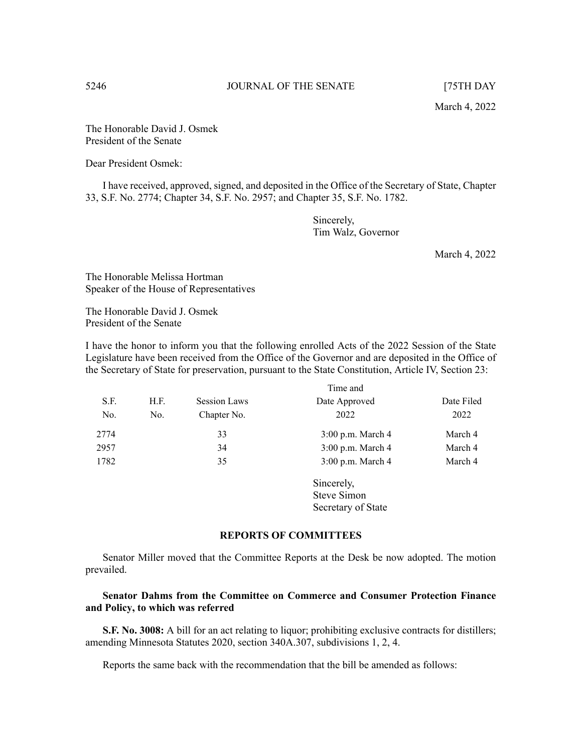March 4, 2022

The Honorable David J. Osmek
President of the Senate

Dear President Osmek:

I have received, approved, signed, and deposited in the Office of the Secretary of State, Chapter 33, S.F. No. 2774; Chapter 34, S.F. No. 2957; and Chapter 35, S.F. No. 1782.

Sincerely,
Tim Walz, Governor

March 4, 2022

The Honorable Melissa Hortman
Speaker of the House of Representatives

The Honorable David J. Osmek
President of the Senate

I have the honor to inform you that the following enrolled Acts of the 2022 Session of the State Legislature have been received from the Office of the Governor and are deposited in the Office of the Secretary of State for preservation, pursuant to the State Constitution, Article IV, Section 23:

| S.F. No. | H.F. No. | Session Laws Chapter No. | Time and Date Approved 2022 | Date Filed 2022 |
|---|---|---|---|---|
| 2774 | | 33 | 3:00 p.m. March 4 | March 4 |
| 2957 | | 34 | 3:00 p.m. March 4 | March 4 |
| 1782 | | 35 | 3:00 p.m. March 4 | March 4 |

Sincerely,
Steve Simon
Secretary of State

## REPORTS OF COMMITTEES

Senator Miller moved that the Committee Reports at the Desk be now adopted. The motion prevailed.

**Senator Dahms from the Committee on Commerce and Consumer Protection Finance and Policy, to which was referred**

**S.F. No. 3008:** A bill for an act relating to liquor; prohibiting exclusive contracts for distillers; amending Minnesota Statutes 2020, section 340A.307, subdivisions 1, 2, 4.

Reports the same back with the recommendation that the bill be amended as follows: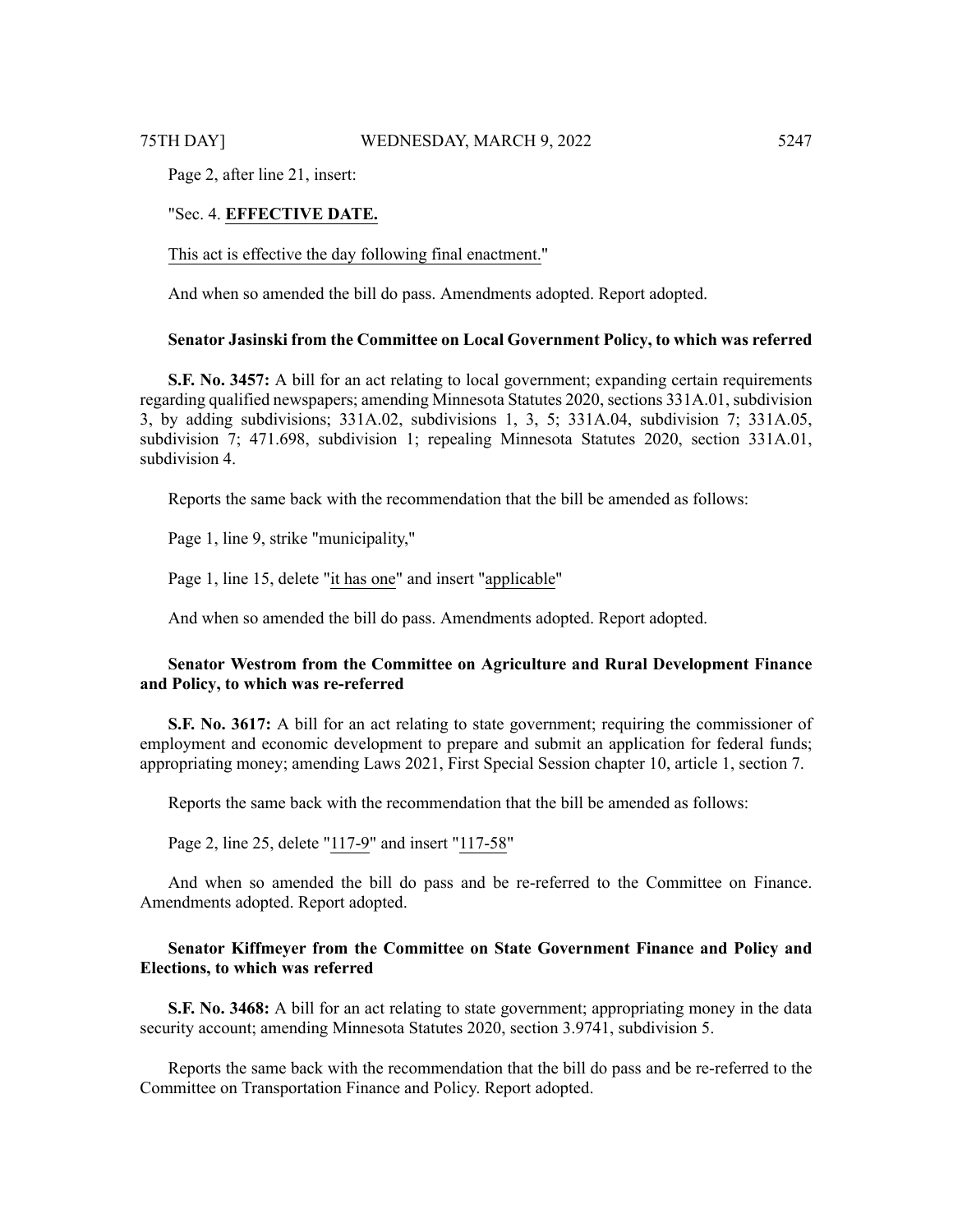Page 2, after line 21, insert:

"Sec. 4. **EFFECTIVE DATE.**

This act is effective the day following final enactment."

And when so amended the bill do pass. Amendments adopted. Report adopted.

**Senator Jasinski from the Committee on Local Government Policy, to which was referred**

**S.F. No. 3457:** A bill for an act relating to local government; expanding certain requirements regarding qualified newspapers; amending Minnesota Statutes 2020, sections 331A.01, subdivision 3, by adding subdivisions; 331A.02, subdivisions 1, 3, 5; 331A.04, subdivision 7; 331A.05, subdivision 7; 471.698, subdivision 1; repealing Minnesota Statutes 2020, section 331A.01, subdivision 4.

Reports the same back with the recommendation that the bill be amended as follows:

Page 1, line 9, strike "municipality,"

Page 1, line 15, delete "it has one" and insert "applicable"

And when so amended the bill do pass. Amendments adopted. Report adopted.

**Senator Westrom from the Committee on Agriculture and Rural Development Finance and Policy, to which was re-referred**

**S.F. No. 3617:** A bill for an act relating to state government; requiring the commissioner of employment and economic development to prepare and submit an application for federal funds; appropriating money; amending Laws 2021, First Special Session chapter 10, article 1, section 7.

Reports the same back with the recommendation that the bill be amended as follows:

Page 2, line 25, delete "117-9" and insert "117-58"

And when so amended the bill do pass and be re-referred to the Committee on Finance. Amendments adopted. Report adopted.

**Senator Kiffmeyer from the Committee on State Government Finance and Policy and Elections, to which was referred**

**S.F. No. 3468:** A bill for an act relating to state government; appropriating money in the data security account; amending Minnesota Statutes 2020, section 3.9741, subdivision 5.

Reports the same back with the recommendation that the bill do pass and be re-referred to the Committee on Transportation Finance and Policy. Report adopted.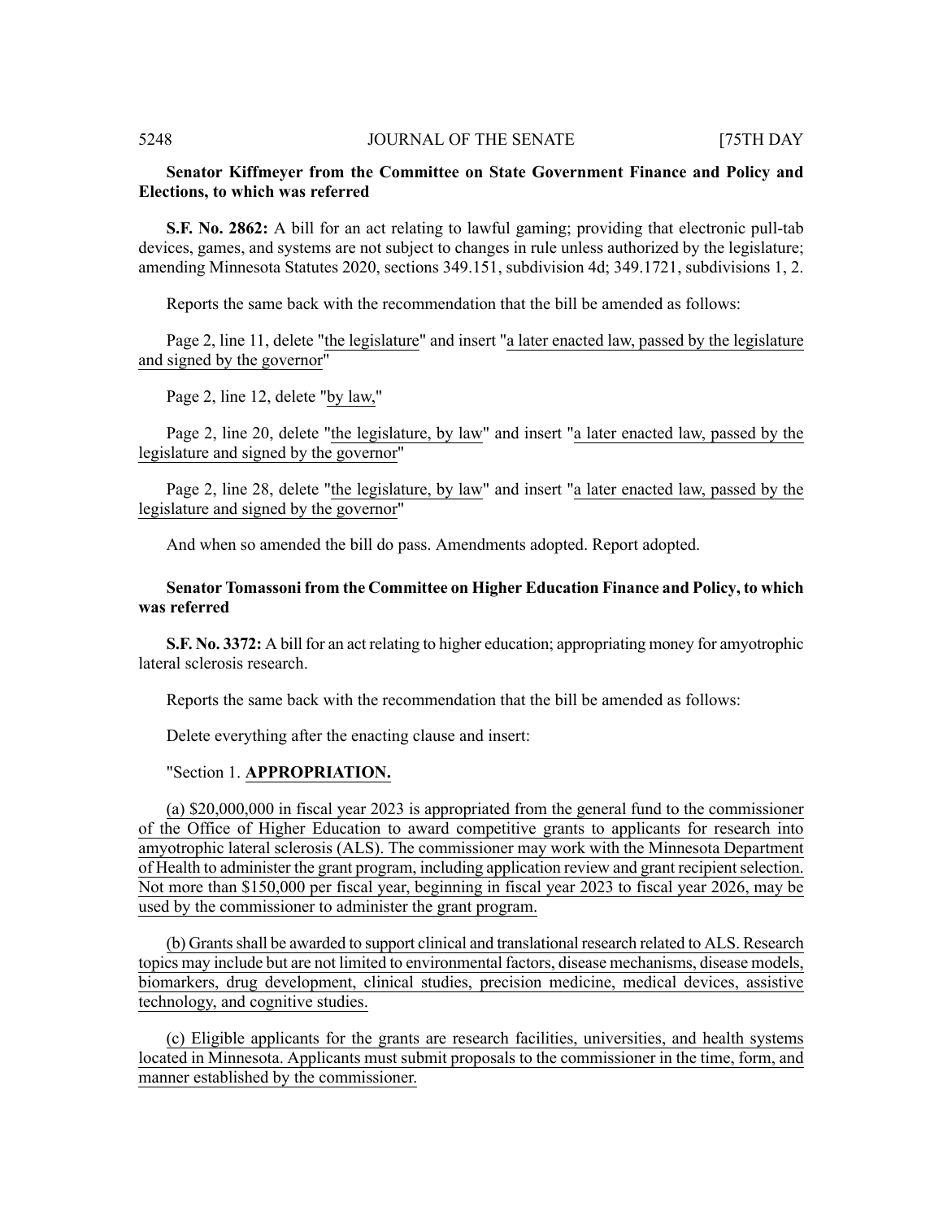**Senator Kiffmeyer from the Committee on State Government Finance and Policy and Elections, to which was referred**

**S.F. No. 2862:** A bill for an act relating to lawful gaming; providing that electronic pull-tab devices, games, and systems are not subject to changes in rule unless authorized by the legislature; amending Minnesota Statutes 2020, sections 349.151, subdivision 4d; 349.1721, subdivisions 1, 2.

Reports the same back with the recommendation that the bill be amended as follows:

Page 2, line 11, delete "the legislature" and insert "a later enacted law, passed by the legislature and signed by the governor"

Page 2, line 12, delete "by law,"

Page 2, line 20, delete "the legislature, by law" and insert "a later enacted law, passed by the legislature and signed by the governor"

Page 2, line 28, delete "the legislature, by law" and insert "a later enacted law, passed by the legislature and signed by the governor"

And when so amended the bill do pass. Amendments adopted. Report adopted.

**Senator Tomassoni from the Committee on Higher Education Finance and Policy, to which was referred**

**S.F. No. 3372:** A bill for an act relating to higher education; appropriating money for amyotrophic lateral sclerosis research.

Reports the same back with the recommendation that the bill be amended as follows:

Delete everything after the enacting clause and insert:

"Section 1. **APPROPRIATION.**

(a) $20,000,000 in fiscal year 2023 is appropriated from the general fund to the commissioner of the Office of Higher Education to award competitive grants to applicants for research into amyotrophic lateral sclerosis (ALS). The commissioner may work with the Minnesota Department of Health to administer the grant program, including application review and grant recipient selection. Not more than $150,000 per fiscal year, beginning in fiscal year 2023 to fiscal year 2026, may be used by the commissioner to administer the grant program.

(b) Grants shall be awarded to support clinical and translational research related to ALS. Research topics may include but are not limited to environmental factors, disease mechanisms, disease models, biomarkers, drug development, clinical studies, precision medicine, medical devices, assistive technology, and cognitive studies.

(c) Eligible applicants for the grants are research facilities, universities, and health systems located in Minnesota. Applicants must submit proposals to the commissioner in the time, form, and manner established by the commissioner.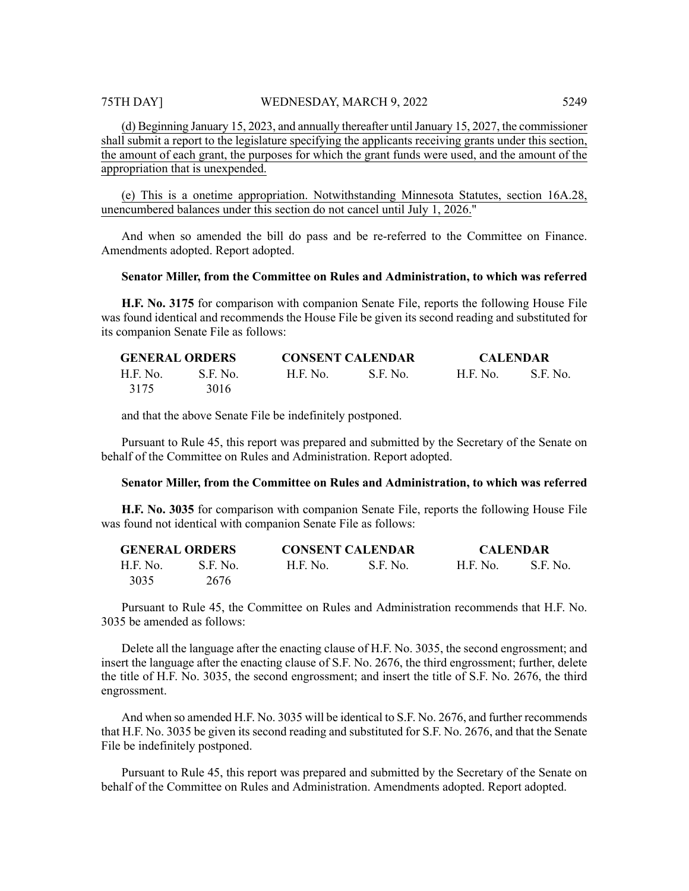(d) Beginning January 15, 2023, and annually thereafter until January 15, 2027, the commissioner shall submit a report to the legislature specifying the applicants receiving grants under this section, the amount of each grant, the purposes for which the grant funds were used, and the amount of the appropriation that is unexpended.

(e) This is a onetime appropriation. Notwithstanding Minnesota Statutes, section 16A.28, unencumbered balances under this section do not cancel until July 1, 2026."

And when so amended the bill do pass and be re-referred to the Committee on Finance. Amendments adopted. Report adopted.

**Senator Miller, from the Committee on Rules and Administration, to which was referred**

**H.F. No. 3175** for comparison with companion Senate File, reports the following House File was found identical and recommends the House File be given its second reading and substituted for its companion Senate File as follows:

| GENERAL ORDERS | | CONSENT CALENDAR | | CALENDAR | |
|---|---|---|---|---|---|
| H.F. No. | S.F. No. | H.F. No. | S.F. No. | H.F. No. | S.F. No. |
| 3175 | 3016 | | | | |

and that the above Senate File be indefinitely postponed.

Pursuant to Rule 45, this report was prepared and submitted by the Secretary of the Senate on behalf of the Committee on Rules and Administration. Report adopted.

**Senator Miller, from the Committee on Rules and Administration, to which was referred**

**H.F. No. 3035** for comparison with companion Senate File, reports the following House File was found not identical with companion Senate File as follows:

| GENERAL ORDERS | | CONSENT CALENDAR | | CALENDAR | |
|---|---|---|---|---|---|
| H.F. No. | S.F. No. | H.F. No. | S.F. No. | H.F. No. | S.F. No. |
| 3035 | 2676 | | | | |

Pursuant to Rule 45, the Committee on Rules and Administration recommends that H.F. No. 3035 be amended as follows:

Delete all the language after the enacting clause of H.F. No. 3035, the second engrossment; and insert the language after the enacting clause of S.F. No. 2676, the third engrossment; further, delete the title of H.F. No. 3035, the second engrossment; and insert the title of S.F. No. 2676, the third engrossment.

And when so amended H.F. No. 3035 will be identical to S.F. No. 2676, and further recommends that H.F. No. 3035 be given its second reading and substituted for S.F. No. 2676, and that the Senate File be indefinitely postponed.

Pursuant to Rule 45, this report was prepared and submitted by the Secretary of the Senate on behalf of the Committee on Rules and Administration. Amendments adopted. Report adopted.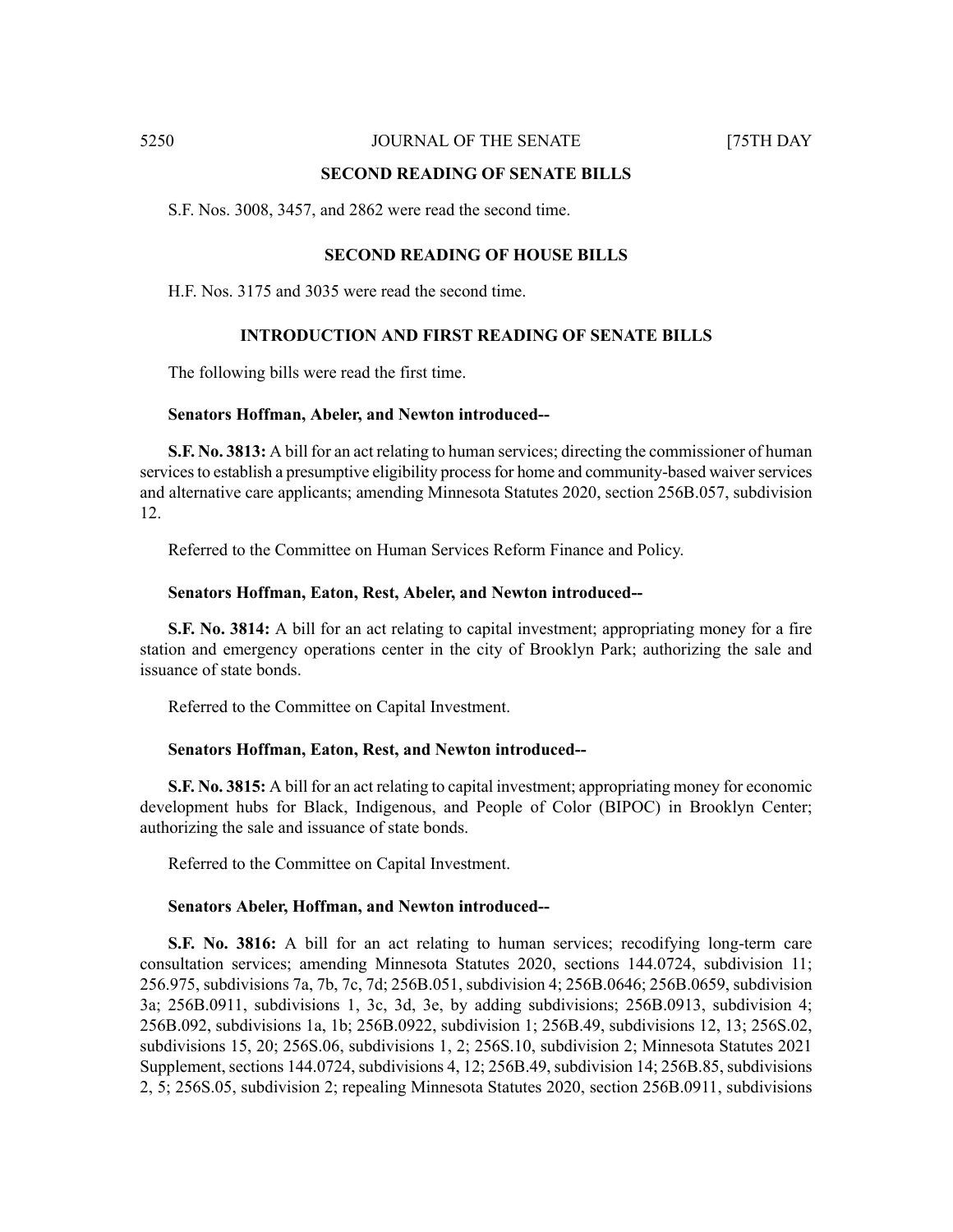## SECOND READING OF SENATE BILLS

S.F. Nos. 3008, 3457, and 2862 were read the second time.

## SECOND READING OF HOUSE BILLS

H.F. Nos. 3175 and 3035 were read the second time.

## INTRODUCTION AND FIRST READING OF SENATE BILLS

The following bills were read the first time.

**Senators Hoffman, Abeler, and Newton introduced--**

**S.F. No. 3813:** A bill for an act relating to human services; directing the commissioner of human services to establish a presumptive eligibility process for home and community-based waiver services and alternative care applicants; amending Minnesota Statutes 2020, section 256B.057, subdivision 12.

Referred to the Committee on Human Services Reform Finance and Policy.

**Senators Hoffman, Eaton, Rest, Abeler, and Newton introduced--**

**S.F. No. 3814:** A bill for an act relating to capital investment; appropriating money for a fire station and emergency operations center in the city of Brooklyn Park; authorizing the sale and issuance of state bonds.

Referred to the Committee on Capital Investment.

**Senators Hoffman, Eaton, Rest, and Newton introduced--**

**S.F. No. 3815:** A bill for an act relating to capital investment; appropriating money for economic development hubs for Black, Indigenous, and People of Color (BIPOC) in Brooklyn Center; authorizing the sale and issuance of state bonds.

Referred to the Committee on Capital Investment.

**Senators Abeler, Hoffman, and Newton introduced--**

**S.F. No. 3816:** A bill for an act relating to human services; recodifying long-term care consultation services; amending Minnesota Statutes 2020, sections 144.0724, subdivision 11; 256.975, subdivisions 7a, 7b, 7c, 7d; 256B.051, subdivision 4; 256B.0646; 256B.0659, subdivision 3a; 256B.0911, subdivisions 1, 3c, 3d, 3e, by adding subdivisions; 256B.0913, subdivision 4; 256B.092, subdivisions 1a, 1b; 256B.0922, subdivision 1; 256B.49, subdivisions 12, 13; 256S.02, subdivisions 15, 20; 256S.06, subdivisions 1, 2; 256S.10, subdivision 2; Minnesota Statutes 2021 Supplement, sections 144.0724, subdivisions 4, 12; 256B.49, subdivision 14; 256B.85, subdivisions 2, 5; 256S.05, subdivision 2; repealing Minnesota Statutes 2020, section 256B.0911, subdivisions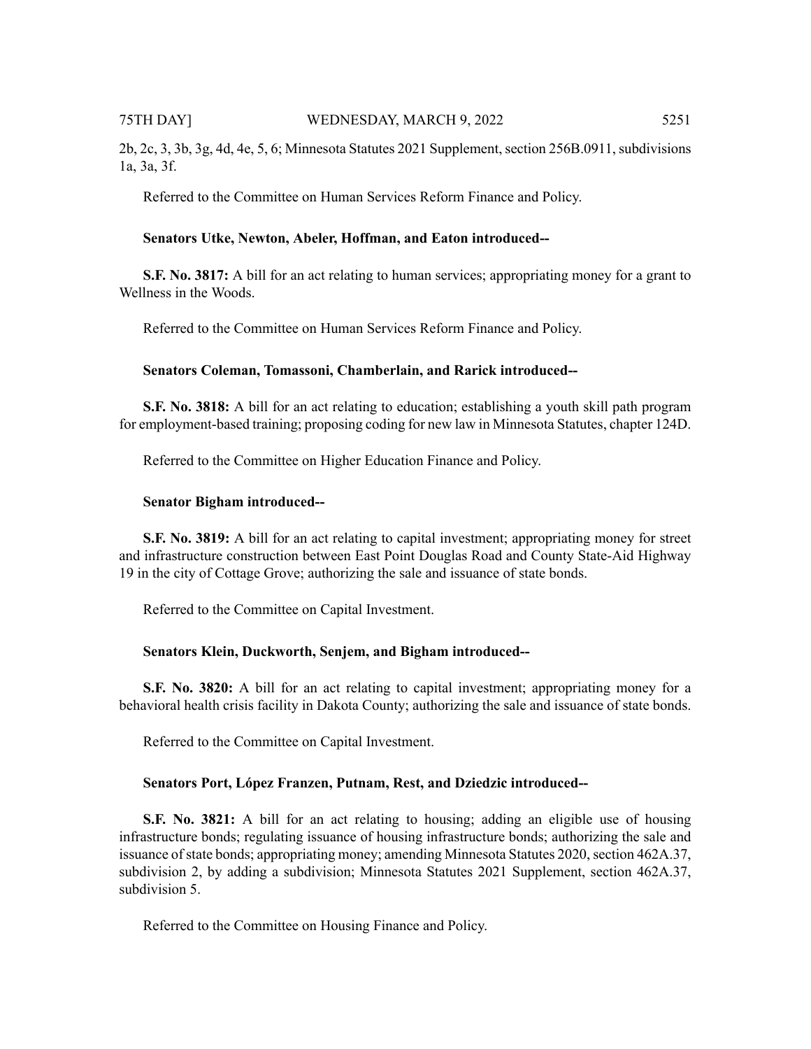2b, 2c, 3, 3b, 3g, 4d, 4e, 5, 6; Minnesota Statutes 2021 Supplement, section 256B.0911, subdivisions 1a, 3a, 3f.

Referred to the Committee on Human Services Reform Finance and Policy.

**Senators Utke, Newton, Abeler, Hoffman, and Eaton introduced--**

**S.F. No. 3817:** A bill for an act relating to human services; appropriating money for a grant to Wellness in the Woods.

Referred to the Committee on Human Services Reform Finance and Policy.

**Senators Coleman, Tomassoni, Chamberlain, and Rarick introduced--**

**S.F. No. 3818:** A bill for an act relating to education; establishing a youth skill path program for employment-based training; proposing coding for new law in Minnesota Statutes, chapter 124D.

Referred to the Committee on Higher Education Finance and Policy.

**Senator Bigham introduced--**

**S.F. No. 3819:** A bill for an act relating to capital investment; appropriating money for street and infrastructure construction between East Point Douglas Road and County State-Aid Highway 19 in the city of Cottage Grove; authorizing the sale and issuance of state bonds.

Referred to the Committee on Capital Investment.

**Senators Klein, Duckworth, Senjem, and Bigham introduced--**

**S.F. No. 3820:** A bill for an act relating to capital investment; appropriating money for a behavioral health crisis facility in Dakota County; authorizing the sale and issuance of state bonds.

Referred to the Committee on Capital Investment.

**Senators Port, López Franzen, Putnam, Rest, and Dziedzic introduced--**

**S.F. No. 3821:** A bill for an act relating to housing; adding an eligible use of housing infrastructure bonds; regulating issuance of housing infrastructure bonds; authorizing the sale and issuance of state bonds; appropriating money; amending Minnesota Statutes 2020, section 462A.37, subdivision 2, by adding a subdivision; Minnesota Statutes 2021 Supplement, section 462A.37, subdivision 5.

Referred to the Committee on Housing Finance and Policy.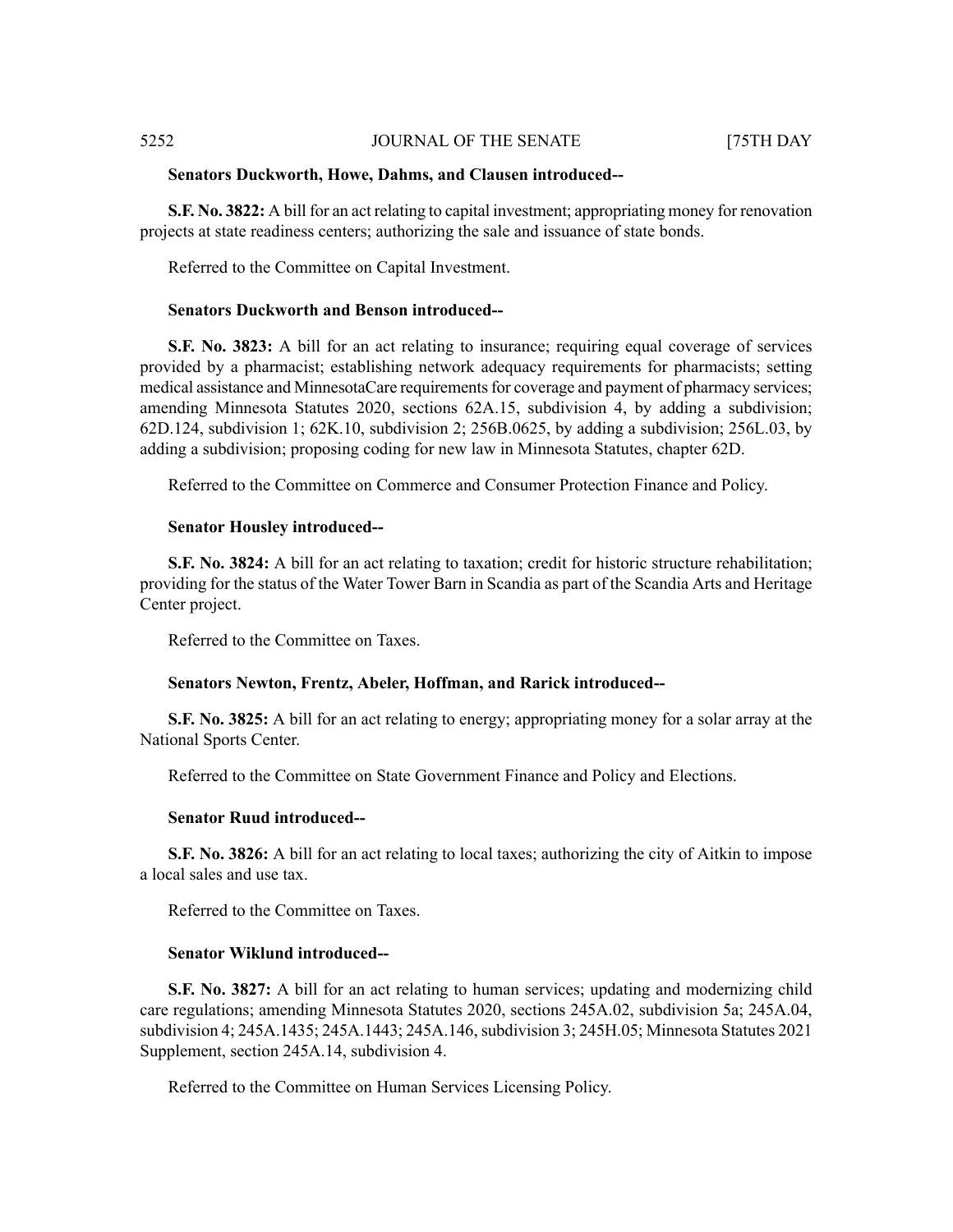**Senators Duckworth, Howe, Dahms, and Clausen introduced--**

**S.F. No. 3822:** A bill for an act relating to capital investment; appropriating money for renovation projects at state readiness centers; authorizing the sale and issuance of state bonds.

Referred to the Committee on Capital Investment.

**Senators Duckworth and Benson introduced--**

**S.F. No. 3823:** A bill for an act relating to insurance; requiring equal coverage of services provided by a pharmacist; establishing network adequacy requirements for pharmacists; setting medical assistance and MinnesotaCare requirements for coverage and payment of pharmacy services; amending Minnesota Statutes 2020, sections 62A.15, subdivision 4, by adding a subdivision; 62D.124, subdivision 1; 62K.10, subdivision 2; 256B.0625, by adding a subdivision; 256L.03, by adding a subdivision; proposing coding for new law in Minnesota Statutes, chapter 62D.

Referred to the Committee on Commerce and Consumer Protection Finance and Policy.

**Senator Housley introduced--**

**S.F. No. 3824:** A bill for an act relating to taxation; credit for historic structure rehabilitation; providing for the status of the Water Tower Barn in Scandia as part of the Scandia Arts and Heritage Center project.

Referred to the Committee on Taxes.

**Senators Newton, Frentz, Abeler, Hoffman, and Rarick introduced--**

**S.F. No. 3825:** A bill for an act relating to energy; appropriating money for a solar array at the National Sports Center.

Referred to the Committee on State Government Finance and Policy and Elections.

**Senator Ruud introduced--**

**S.F. No. 3826:** A bill for an act relating to local taxes; authorizing the city of Aitkin to impose a local sales and use tax.

Referred to the Committee on Taxes.

**Senator Wiklund introduced--**

**S.F. No. 3827:** A bill for an act relating to human services; updating and modernizing child care regulations; amending Minnesota Statutes 2020, sections 245A.02, subdivision 5a; 245A.04, subdivision 4; 245A.1435; 245A.1443; 245A.146, subdivision 3; 245H.05; Minnesota Statutes 2021 Supplement, section 245A.14, subdivision 4.

Referred to the Committee on Human Services Licensing Policy.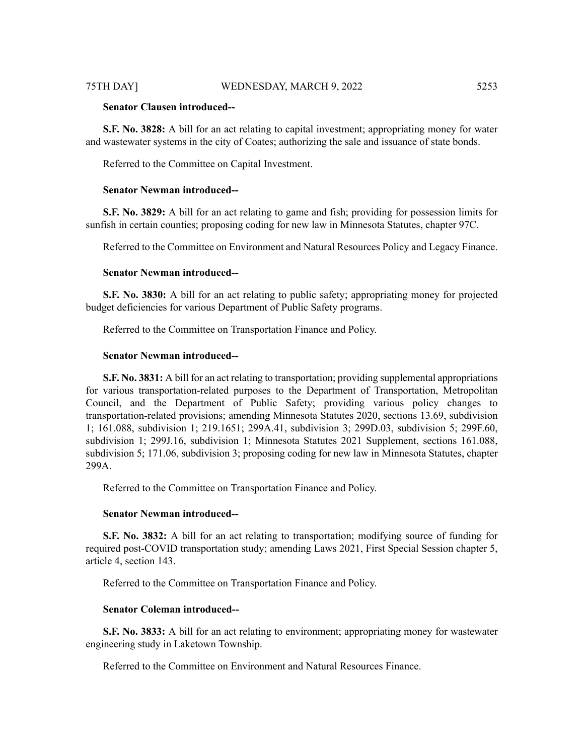**Senator Clausen introduced--**

**S.F. No. 3828:** A bill for an act relating to capital investment; appropriating money for water and wastewater systems in the city of Coates; authorizing the sale and issuance of state bonds.

Referred to the Committee on Capital Investment.

**Senator Newman introduced--**

**S.F. No. 3829:** A bill for an act relating to game and fish; providing for possession limits for sunfish in certain counties; proposing coding for new law in Minnesota Statutes, chapter 97C.

Referred to the Committee on Environment and Natural Resources Policy and Legacy Finance.

**Senator Newman introduced--**

**S.F. No. 3830:** A bill for an act relating to public safety; appropriating money for projected budget deficiencies for various Department of Public Safety programs.

Referred to the Committee on Transportation Finance and Policy.

**Senator Newman introduced--**

**S.F. No. 3831:** A bill for an act relating to transportation; providing supplemental appropriations for various transportation-related purposes to the Department of Transportation, Metropolitan Council, and the Department of Public Safety; providing various policy changes to transportation-related provisions; amending Minnesota Statutes 2020, sections 13.69, subdivision 1; 161.088, subdivision 1; 219.1651; 299A.41, subdivision 3; 299D.03, subdivision 5; 299F.60, subdivision 1; 299J.16, subdivision 1; Minnesota Statutes 2021 Supplement, sections 161.088, subdivision 5; 171.06, subdivision 3; proposing coding for new law in Minnesota Statutes, chapter 299A.

Referred to the Committee on Transportation Finance and Policy.

**Senator Newman introduced--**

**S.F. No. 3832:** A bill for an act relating to transportation; modifying source of funding for required post-COVID transportation study; amending Laws 2021, First Special Session chapter 5, article 4, section 143.

Referred to the Committee on Transportation Finance and Policy.

**Senator Coleman introduced--**

**S.F. No. 3833:** A bill for an act relating to environment; appropriating money for wastewater engineering study in Laketown Township.

Referred to the Committee on Environment and Natural Resources Finance.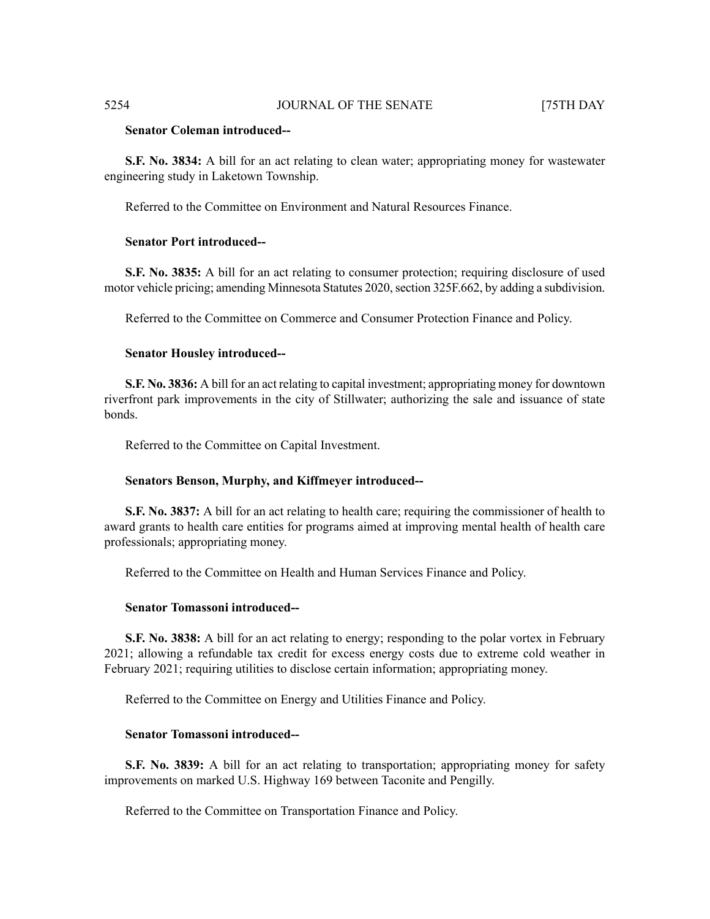**Senator Coleman introduced--**

**S.F. No. 3834:** A bill for an act relating to clean water; appropriating money for wastewater engineering study in Laketown Township.

Referred to the Committee on Environment and Natural Resources Finance.

**Senator Port introduced--**

**S.F. No. 3835:** A bill for an act relating to consumer protection; requiring disclosure of used motor vehicle pricing; amending Minnesota Statutes 2020, section 325F.662, by adding a subdivision.

Referred to the Committee on Commerce and Consumer Protection Finance and Policy.

**Senator Housley introduced--**

**S.F. No. 3836:** A bill for an act relating to capital investment; appropriating money for downtown riverfront park improvements in the city of Stillwater; authorizing the sale and issuance of state bonds.

Referred to the Committee on Capital Investment.

**Senators Benson, Murphy, and Kiffmeyer introduced--**

**S.F. No. 3837:** A bill for an act relating to health care; requiring the commissioner of health to award grants to health care entities for programs aimed at improving mental health of health care professionals; appropriating money.

Referred to the Committee on Health and Human Services Finance and Policy.

**Senator Tomassoni introduced--**

**S.F. No. 3838:** A bill for an act relating to energy; responding to the polar vortex in February 2021; allowing a refundable tax credit for excess energy costs due to extreme cold weather in February 2021; requiring utilities to disclose certain information; appropriating money.

Referred to the Committee on Energy and Utilities Finance and Policy.

**Senator Tomassoni introduced--**

**S.F. No. 3839:** A bill for an act relating to transportation; appropriating money for safety improvements on marked U.S. Highway 169 between Taconite and Pengilly.

Referred to the Committee on Transportation Finance and Policy.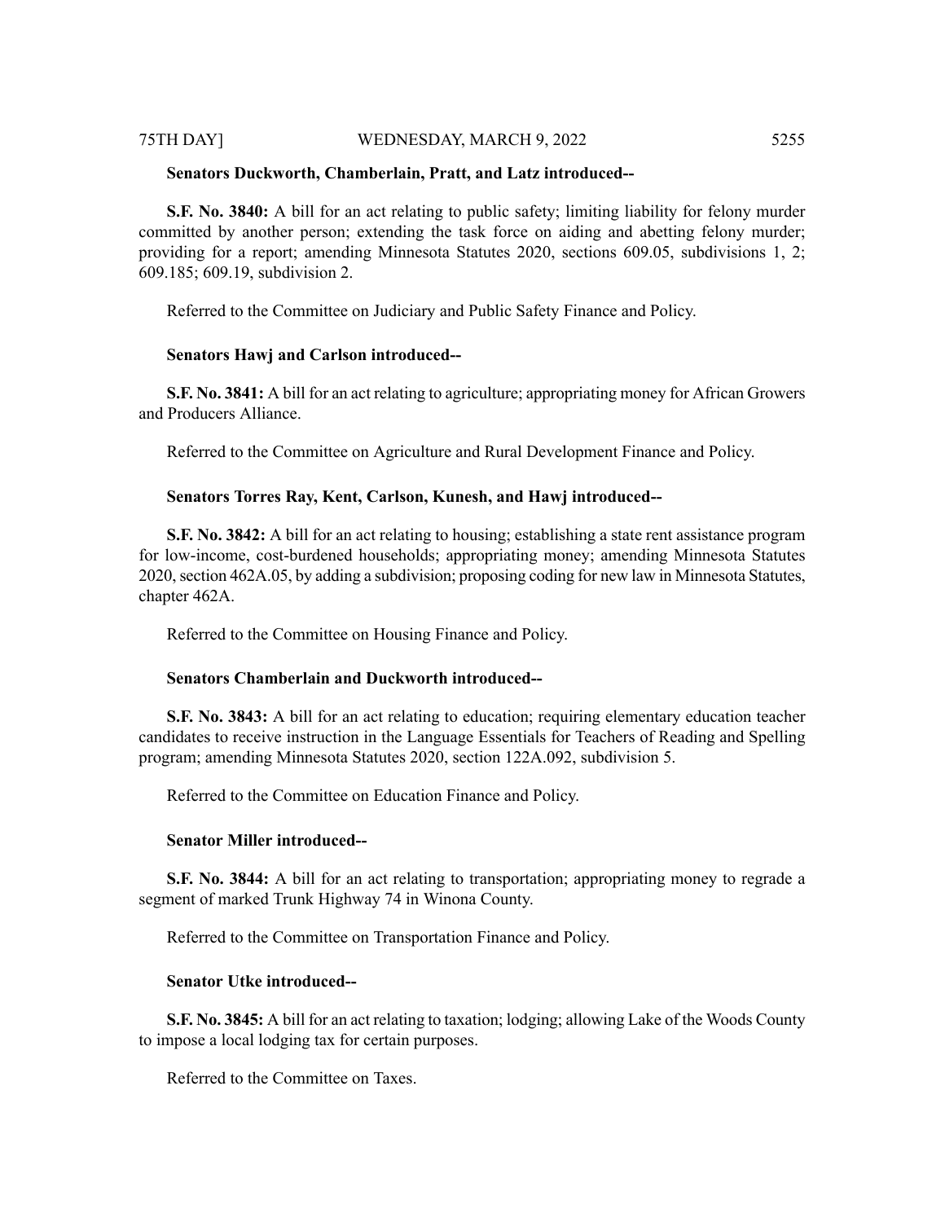**Senators Duckworth, Chamberlain, Pratt, and Latz introduced--**

**S.F. No. 3840:** A bill for an act relating to public safety; limiting liability for felony murder committed by another person; extending the task force on aiding and abetting felony murder; providing for a report; amending Minnesota Statutes 2020, sections 609.05, subdivisions 1, 2; 609.185; 609.19, subdivision 2.

Referred to the Committee on Judiciary and Public Safety Finance and Policy.

**Senators Hawj and Carlson introduced--**

**S.F. No. 3841:** A bill for an act relating to agriculture; appropriating money for African Growers and Producers Alliance.

Referred to the Committee on Agriculture and Rural Development Finance and Policy.

**Senators Torres Ray, Kent, Carlson, Kunesh, and Hawj introduced--**

**S.F. No. 3842:** A bill for an act relating to housing; establishing a state rent assistance program for low-income, cost-burdened households; appropriating money; amending Minnesota Statutes 2020, section 462A.05, by adding a subdivision; proposing coding for new law in Minnesota Statutes, chapter 462A.

Referred to the Committee on Housing Finance and Policy.

**Senators Chamberlain and Duckworth introduced--**

**S.F. No. 3843:** A bill for an act relating to education; requiring elementary education teacher candidates to receive instruction in the Language Essentials for Teachers of Reading and Spelling program; amending Minnesota Statutes 2020, section 122A.092, subdivision 5.

Referred to the Committee on Education Finance and Policy.

**Senator Miller introduced--**

**S.F. No. 3844:** A bill for an act relating to transportation; appropriating money to regrade a segment of marked Trunk Highway 74 in Winona County.

Referred to the Committee on Transportation Finance and Policy.

**Senator Utke introduced--**

**S.F. No. 3845:** A bill for an act relating to taxation; lodging; allowing Lake of the Woods County to impose a local lodging tax for certain purposes.

Referred to the Committee on Taxes.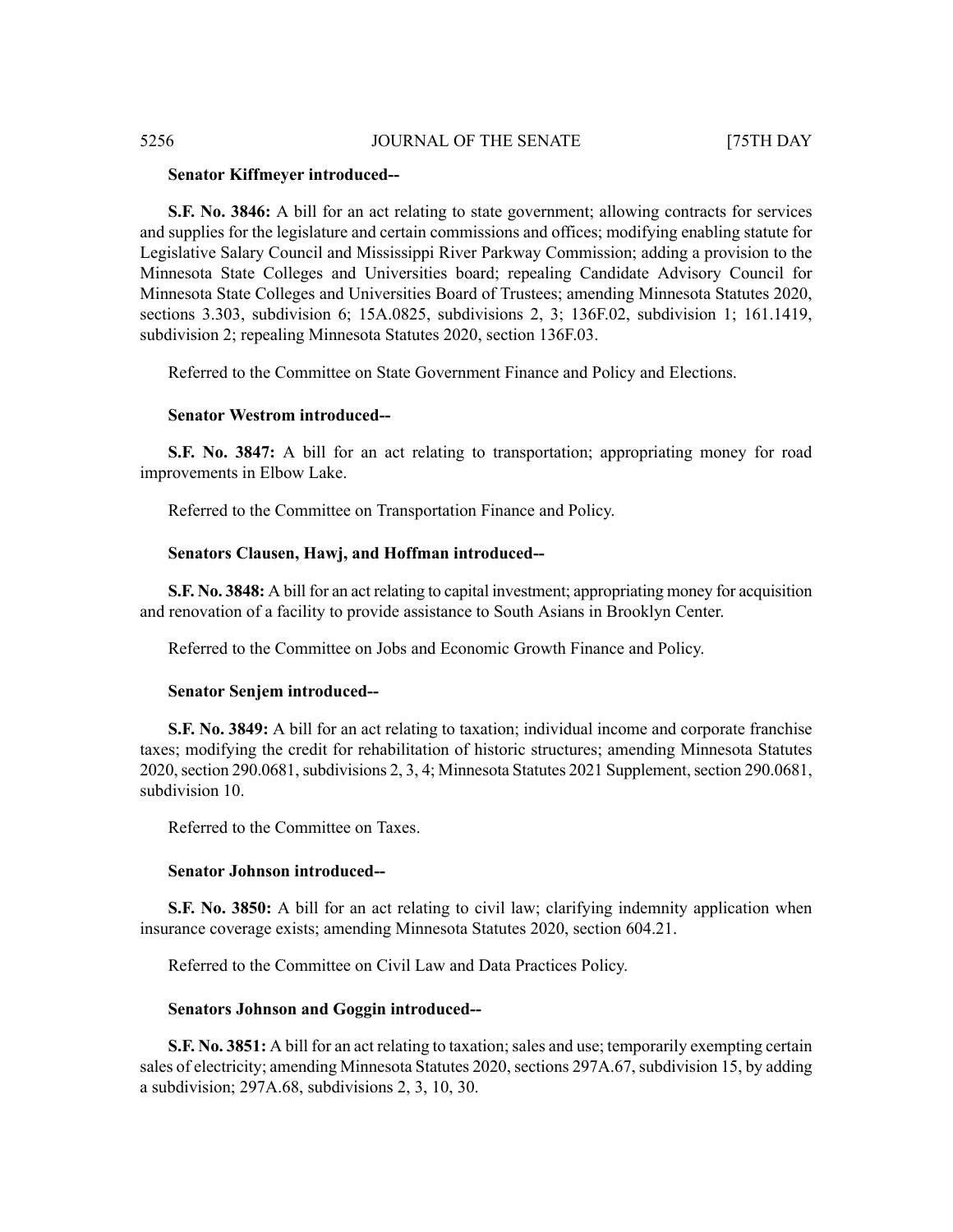**Senator Kiffmeyer introduced--**

**S.F. No. 3846:** A bill for an act relating to state government; allowing contracts for services and supplies for the legislature and certain commissions and offices; modifying enabling statute for Legislative Salary Council and Mississippi River Parkway Commission; adding a provision to the Minnesota State Colleges and Universities board; repealing Candidate Advisory Council for Minnesota State Colleges and Universities Board of Trustees; amending Minnesota Statutes 2020, sections 3.303, subdivision 6; 15A.0825, subdivisions 2, 3; 136F.02, subdivision 1; 161.1419, subdivision 2; repealing Minnesota Statutes 2020, section 136F.03.

Referred to the Committee on State Government Finance and Policy and Elections.

**Senator Westrom introduced--**

**S.F. No. 3847:** A bill for an act relating to transportation; appropriating money for road improvements in Elbow Lake.

Referred to the Committee on Transportation Finance and Policy.

**Senators Clausen, Hawj, and Hoffman introduced--**

**S.F. No. 3848:** A bill for an act relating to capital investment; appropriating money for acquisition and renovation of a facility to provide assistance to South Asians in Brooklyn Center.

Referred to the Committee on Jobs and Economic Growth Finance and Policy.

**Senator Senjem introduced--**

**S.F. No. 3849:** A bill for an act relating to taxation; individual income and corporate franchise taxes; modifying the credit for rehabilitation of historic structures; amending Minnesota Statutes 2020, section 290.0681, subdivisions 2, 3, 4; Minnesota Statutes 2021 Supplement, section 290.0681, subdivision 10.

Referred to the Committee on Taxes.

**Senator Johnson introduced--**

**S.F. No. 3850:** A bill for an act relating to civil law; clarifying indemnity application when insurance coverage exists; amending Minnesota Statutes 2020, section 604.21.

Referred to the Committee on Civil Law and Data Practices Policy.

**Senators Johnson and Goggin introduced--**

**S.F. No. 3851:** A bill for an act relating to taxation; sales and use; temporarily exempting certain sales of electricity; amending Minnesota Statutes 2020, sections 297A.67, subdivision 15, by adding a subdivision; 297A.68, subdivisions 2, 3, 10, 30.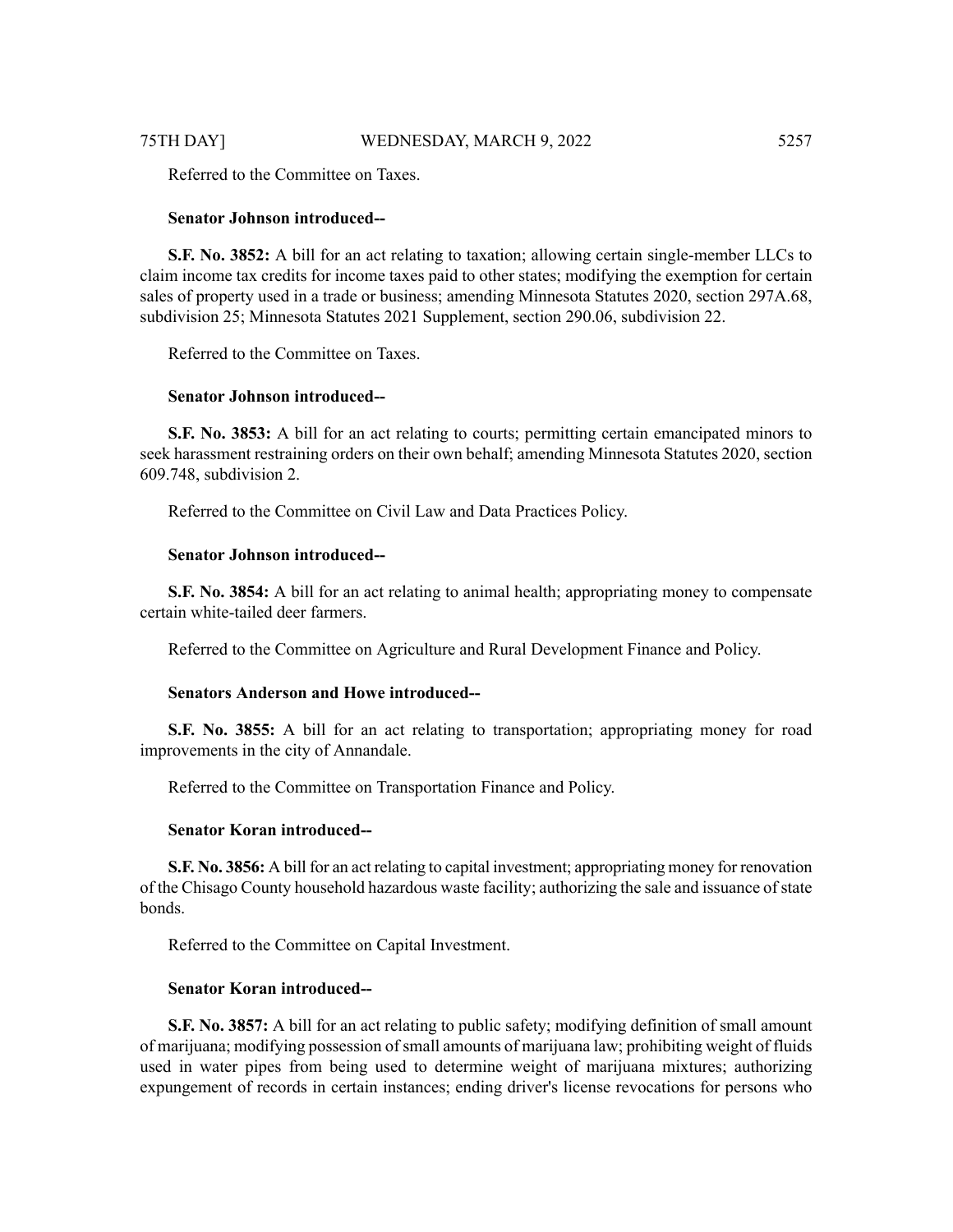Referred to the Committee on Taxes.

**Senator Johnson introduced--**

**S.F. No. 3852:** A bill for an act relating to taxation; allowing certain single-member LLCs to claim income tax credits for income taxes paid to other states; modifying the exemption for certain sales of property used in a trade or business; amending Minnesota Statutes 2020, section 297A.68, subdivision 25; Minnesota Statutes 2021 Supplement, section 290.06, subdivision 22.

Referred to the Committee on Taxes.

**Senator Johnson introduced--**

**S.F. No. 3853:** A bill for an act relating to courts; permitting certain emancipated minors to seek harassment restraining orders on their own behalf; amending Minnesota Statutes 2020, section 609.748, subdivision 2.

Referred to the Committee on Civil Law and Data Practices Policy.

**Senator Johnson introduced--**

**S.F. No. 3854:** A bill for an act relating to animal health; appropriating money to compensate certain white-tailed deer farmers.

Referred to the Committee on Agriculture and Rural Development Finance and Policy.

**Senators Anderson and Howe introduced--**

**S.F. No. 3855:** A bill for an act relating to transportation; appropriating money for road improvements in the city of Annandale.

Referred to the Committee on Transportation Finance and Policy.

**Senator Koran introduced--**

**S.F. No. 3856:** A bill for an act relating to capital investment; appropriating money for renovation of the Chisago County household hazardous waste facility; authorizing the sale and issuance of state bonds.

Referred to the Committee on Capital Investment.

**Senator Koran introduced--**

**S.F. No. 3857:** A bill for an act relating to public safety; modifying definition of small amount of marijuana; modifying possession of small amounts of marijuana law; prohibiting weight of fluids used in water pipes from being used to determine weight of marijuana mixtures; authorizing expungement of records in certain instances; ending driver's license revocations for persons who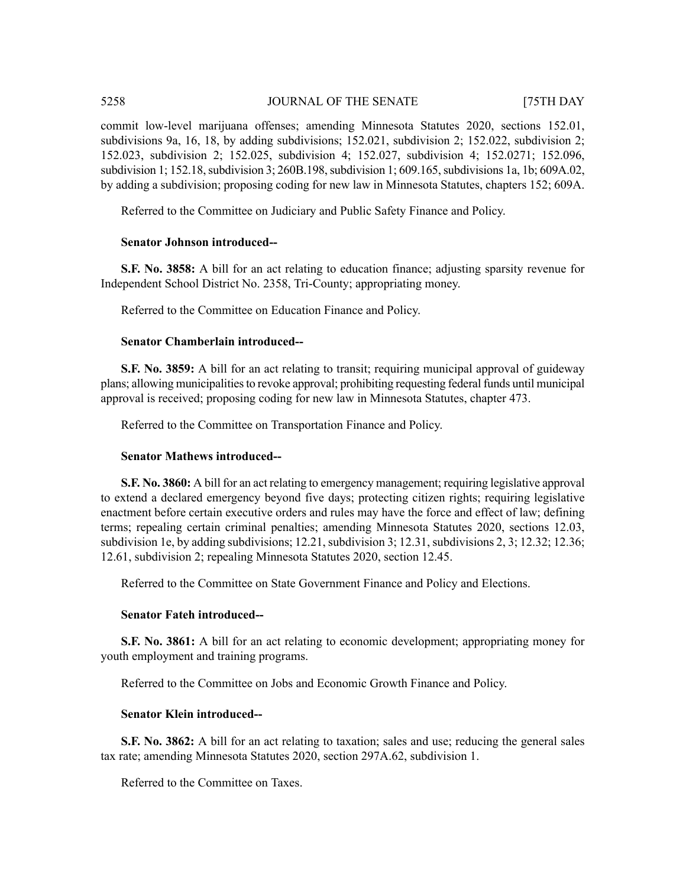commit low-level marijuana offenses; amending Minnesota Statutes 2020, sections 152.01, subdivisions 9a, 16, 18, by adding subdivisions; 152.021, subdivision 2; 152.022, subdivision 2; 152.023, subdivision 2; 152.025, subdivision 4; 152.027, subdivision 4; 152.0271; 152.096, subdivision 1; 152.18, subdivision 3; 260B.198, subdivision 1; 609.165, subdivisions 1a, 1b; 609A.02, by adding a subdivision; proposing coding for new law in Minnesota Statutes, chapters 152; 609A.

Referred to the Committee on Judiciary and Public Safety Finance and Policy.

**Senator Johnson introduced--**

**S.F. No. 3858:** A bill for an act relating to education finance; adjusting sparsity revenue for Independent School District No. 2358, Tri-County; appropriating money.

Referred to the Committee on Education Finance and Policy.

**Senator Chamberlain introduced--**

**S.F. No. 3859:** A bill for an act relating to transit; requiring municipal approval of guideway plans; allowing municipalities to revoke approval; prohibiting requesting federal funds until municipal approval is received; proposing coding for new law in Minnesota Statutes, chapter 473.

Referred to the Committee on Transportation Finance and Policy.

**Senator Mathews introduced--**

**S.F. No. 3860:** A bill for an act relating to emergency management; requiring legislative approval to extend a declared emergency beyond five days; protecting citizen rights; requiring legislative enactment before certain executive orders and rules may have the force and effect of law; defining terms; repealing certain criminal penalties; amending Minnesota Statutes 2020, sections 12.03, subdivision 1e, by adding subdivisions; 12.21, subdivision 3; 12.31, subdivisions 2, 3; 12.32; 12.36; 12.61, subdivision 2; repealing Minnesota Statutes 2020, section 12.45.

Referred to the Committee on State Government Finance and Policy and Elections.

**Senator Fateh introduced--**

**S.F. No. 3861:** A bill for an act relating to economic development; appropriating money for youth employment and training programs.

Referred to the Committee on Jobs and Economic Growth Finance and Policy.

**Senator Klein introduced--**

**S.F. No. 3862:** A bill for an act relating to taxation; sales and use; reducing the general sales tax rate; amending Minnesota Statutes 2020, section 297A.62, subdivision 1.

Referred to the Committee on Taxes.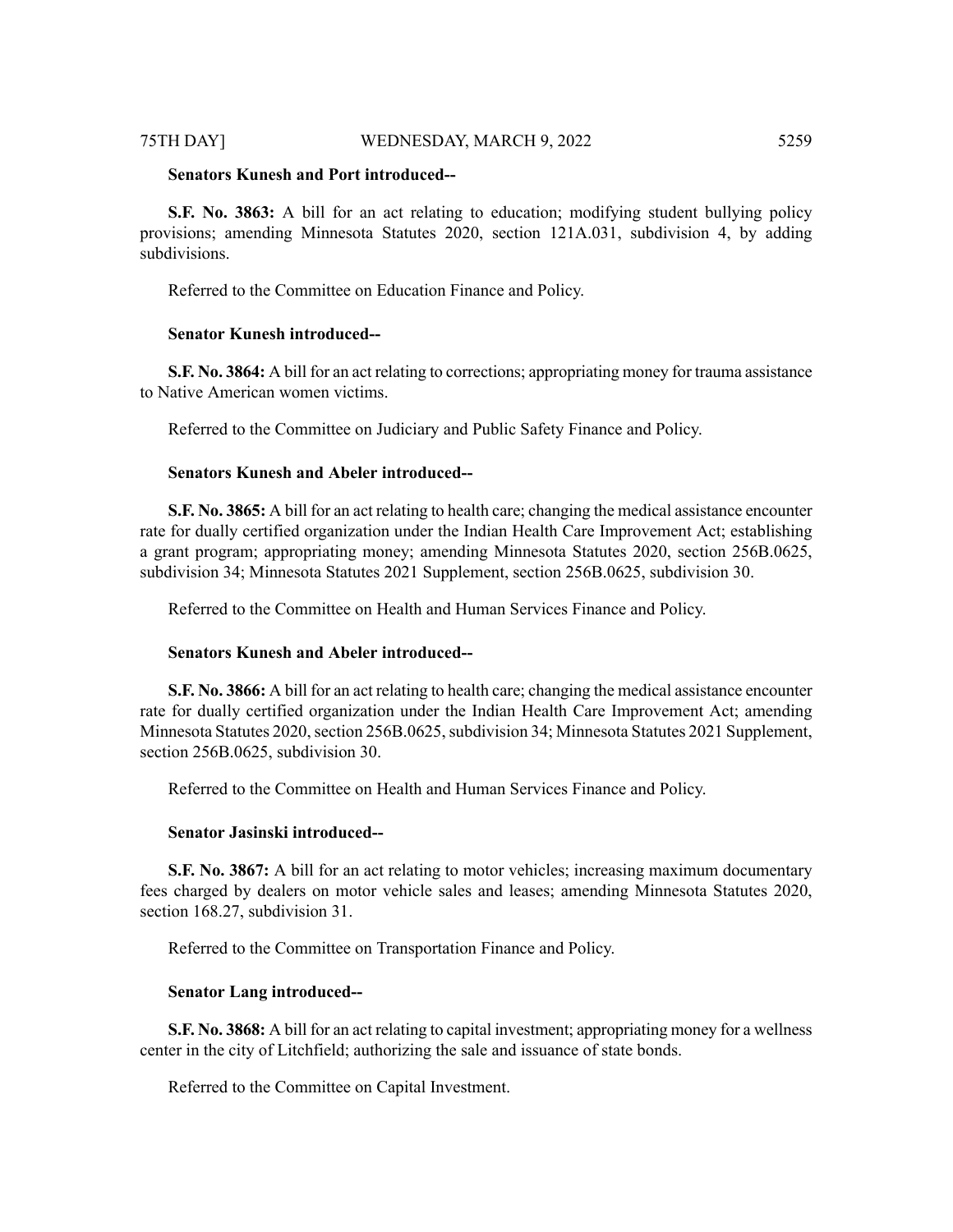**Senators Kunesh and Port introduced--**

**S.F. No. 3863:** A bill for an act relating to education; modifying student bullying policy provisions; amending Minnesota Statutes 2020, section 121A.031, subdivision 4, by adding subdivisions.

Referred to the Committee on Education Finance and Policy.

**Senator Kunesh introduced--**

**S.F. No. 3864:** A bill for an act relating to corrections; appropriating money for trauma assistance to Native American women victims.

Referred to the Committee on Judiciary and Public Safety Finance and Policy.

**Senators Kunesh and Abeler introduced--**

**S.F. No. 3865:** A bill for an act relating to health care; changing the medical assistance encounter rate for dually certified organization under the Indian Health Care Improvement Act; establishing a grant program; appropriating money; amending Minnesota Statutes 2020, section 256B.0625, subdivision 34; Minnesota Statutes 2021 Supplement, section 256B.0625, subdivision 30.

Referred to the Committee on Health and Human Services Finance and Policy.

**Senators Kunesh and Abeler introduced--**

**S.F. No. 3866:** A bill for an act relating to health care; changing the medical assistance encounter rate for dually certified organization under the Indian Health Care Improvement Act; amending Minnesota Statutes 2020, section 256B.0625, subdivision 34; Minnesota Statutes 2021 Supplement, section 256B.0625, subdivision 30.

Referred to the Committee on Health and Human Services Finance and Policy.

**Senator Jasinski introduced--**

**S.F. No. 3867:** A bill for an act relating to motor vehicles; increasing maximum documentary fees charged by dealers on motor vehicle sales and leases; amending Minnesota Statutes 2020, section 168.27, subdivision 31.

Referred to the Committee on Transportation Finance and Policy.

**Senator Lang introduced--**

**S.F. No. 3868:** A bill for an act relating to capital investment; appropriating money for a wellness center in the city of Litchfield; authorizing the sale and issuance of state bonds.

Referred to the Committee on Capital Investment.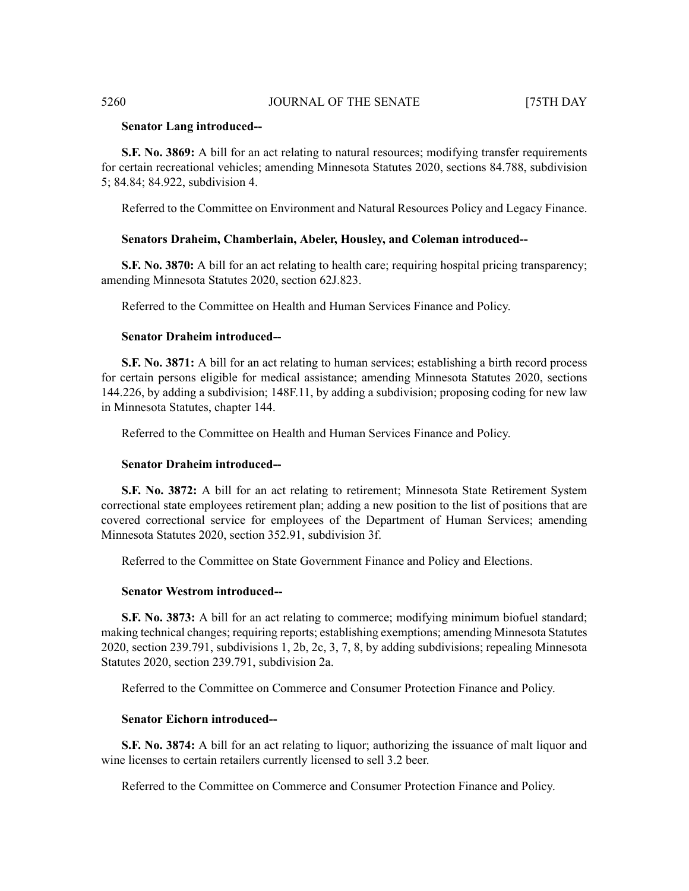**Senator Lang introduced--**

**S.F. No. 3869:** A bill for an act relating to natural resources; modifying transfer requirements for certain recreational vehicles; amending Minnesota Statutes 2020, sections 84.788, subdivision 5; 84.84; 84.922, subdivision 4.

Referred to the Committee on Environment and Natural Resources Policy and Legacy Finance.

**Senators Draheim, Chamberlain, Abeler, Housley, and Coleman introduced--**

**S.F. No. 3870:** A bill for an act relating to health care; requiring hospital pricing transparency; amending Minnesota Statutes 2020, section 62J.823.

Referred to the Committee on Health and Human Services Finance and Policy.

**Senator Draheim introduced--**

**S.F. No. 3871:** A bill for an act relating to human services; establishing a birth record process for certain persons eligible for medical assistance; amending Minnesota Statutes 2020, sections 144.226, by adding a subdivision; 148F.11, by adding a subdivision; proposing coding for new law in Minnesota Statutes, chapter 144.

Referred to the Committee on Health and Human Services Finance and Policy.

**Senator Draheim introduced--**

**S.F. No. 3872:** A bill for an act relating to retirement; Minnesota State Retirement System correctional state employees retirement plan; adding a new position to the list of positions that are covered correctional service for employees of the Department of Human Services; amending Minnesota Statutes 2020, section 352.91, subdivision 3f.

Referred to the Committee on State Government Finance and Policy and Elections.

**Senator Westrom introduced--**

**S.F. No. 3873:** A bill for an act relating to commerce; modifying minimum biofuel standard; making technical changes; requiring reports; establishing exemptions; amending Minnesota Statutes 2020, section 239.791, subdivisions 1, 2b, 2c, 3, 7, 8, by adding subdivisions; repealing Minnesota Statutes 2020, section 239.791, subdivision 2a.

Referred to the Committee on Commerce and Consumer Protection Finance and Policy.

**Senator Eichorn introduced--**

**S.F. No. 3874:** A bill for an act relating to liquor; authorizing the issuance of malt liquor and wine licenses to certain retailers currently licensed to sell 3.2 beer.

Referred to the Committee on Commerce and Consumer Protection Finance and Policy.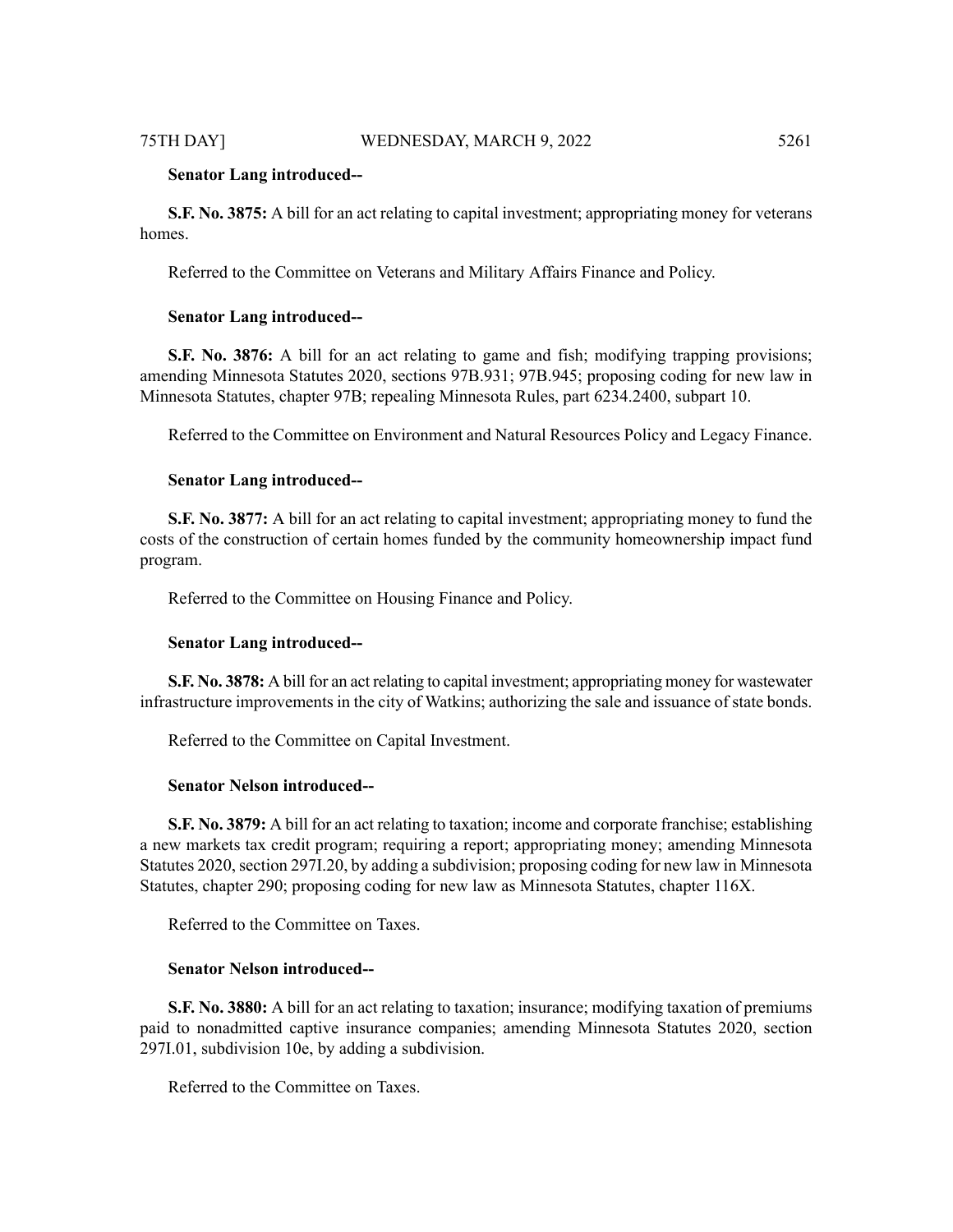**Senator Lang introduced--**

**S.F. No. 3875:** A bill for an act relating to capital investment; appropriating money for veterans homes.

Referred to the Committee on Veterans and Military Affairs Finance and Policy.

**Senator Lang introduced--**

**S.F. No. 3876:** A bill for an act relating to game and fish; modifying trapping provisions; amending Minnesota Statutes 2020, sections 97B.931; 97B.945; proposing coding for new law in Minnesota Statutes, chapter 97B; repealing Minnesota Rules, part 6234.2400, subpart 10.

Referred to the Committee on Environment and Natural Resources Policy and Legacy Finance.

**Senator Lang introduced--**

**S.F. No. 3877:** A bill for an act relating to capital investment; appropriating money to fund the costs of the construction of certain homes funded by the community homeownership impact fund program.

Referred to the Committee on Housing Finance and Policy.

**Senator Lang introduced--**

**S.F. No. 3878:** A bill for an act relating to capital investment; appropriating money for wastewater infrastructure improvements in the city of Watkins; authorizing the sale and issuance of state bonds.

Referred to the Committee on Capital Investment.

**Senator Nelson introduced--**

**S.F. No. 3879:** A bill for an act relating to taxation; income and corporate franchise; establishing a new markets tax credit program; requiring a report; appropriating money; amending Minnesota Statutes 2020, section 297I.20, by adding a subdivision; proposing coding for new law in Minnesota Statutes, chapter 290; proposing coding for new law as Minnesota Statutes, chapter 116X.

Referred to the Committee on Taxes.

**Senator Nelson introduced--**

**S.F. No. 3880:** A bill for an act relating to taxation; insurance; modifying taxation of premiums paid to nonadmitted captive insurance companies; amending Minnesota Statutes 2020, section 297I.01, subdivision 10e, by adding a subdivision.

Referred to the Committee on Taxes.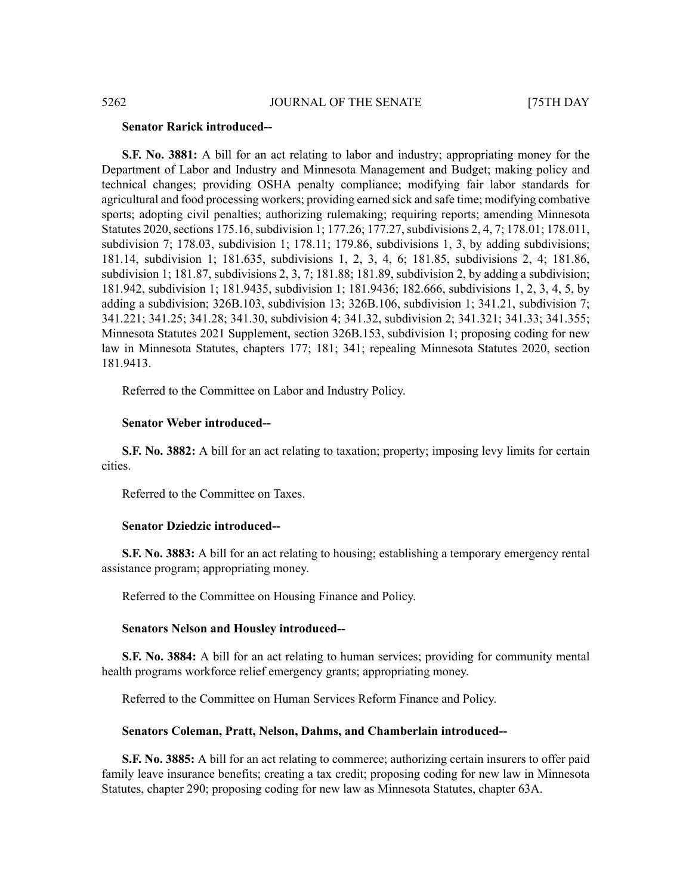**Senator Rarick introduced--**

**S.F. No. 3881:** A bill for an act relating to labor and industry; appropriating money for the Department of Labor and Industry and Minnesota Management and Budget; making policy and technical changes; providing OSHA penalty compliance; modifying fair labor standards for agricultural and food processing workers; providing earned sick and safe time; modifying combative sports; adopting civil penalties; authorizing rulemaking; requiring reports; amending Minnesota Statutes 2020, sections 175.16, subdivision 1; 177.26; 177.27, subdivisions 2, 4, 7; 178.01; 178.011, subdivision 7; 178.03, subdivision 1; 178.11; 179.86, subdivisions 1, 3, by adding subdivisions; 181.14, subdivision 1; 181.635, subdivisions 1, 2, 3, 4, 6; 181.85, subdivisions 2, 4; 181.86, subdivision 1; 181.87, subdivisions 2, 3, 7; 181.88; 181.89, subdivision 2, by adding a subdivision; 181.942, subdivision 1; 181.9435, subdivision 1; 181.9436; 182.666, subdivisions 1, 2, 3, 4, 5, by adding a subdivision; 326B.103, subdivision 13; 326B.106, subdivision 1; 341.21, subdivision 7; 341.221; 341.25; 341.28; 341.30, subdivision 4; 341.32, subdivision 2; 341.321; 341.33; 341.355; Minnesota Statutes 2021 Supplement, section 326B.153, subdivision 1; proposing coding for new law in Minnesota Statutes, chapters 177; 181; 341; repealing Minnesota Statutes 2020, section 181.9413.

Referred to the Committee on Labor and Industry Policy.

**Senator Weber introduced--**

**S.F. No. 3882:** A bill for an act relating to taxation; property; imposing levy limits for certain cities.

Referred to the Committee on Taxes.

**Senator Dziedzic introduced--**

**S.F. No. 3883:** A bill for an act relating to housing; establishing a temporary emergency rental assistance program; appropriating money.

Referred to the Committee on Housing Finance and Policy.

**Senators Nelson and Housley introduced--**

**S.F. No. 3884:** A bill for an act relating to human services; providing for community mental health programs workforce relief emergency grants; appropriating money.

Referred to the Committee on Human Services Reform Finance and Policy.

**Senators Coleman, Pratt, Nelson, Dahms, and Chamberlain introduced--**

**S.F. No. 3885:** A bill for an act relating to commerce; authorizing certain insurers to offer paid family leave insurance benefits; creating a tax credit; proposing coding for new law in Minnesota Statutes, chapter 290; proposing coding for new law as Minnesota Statutes, chapter 63A.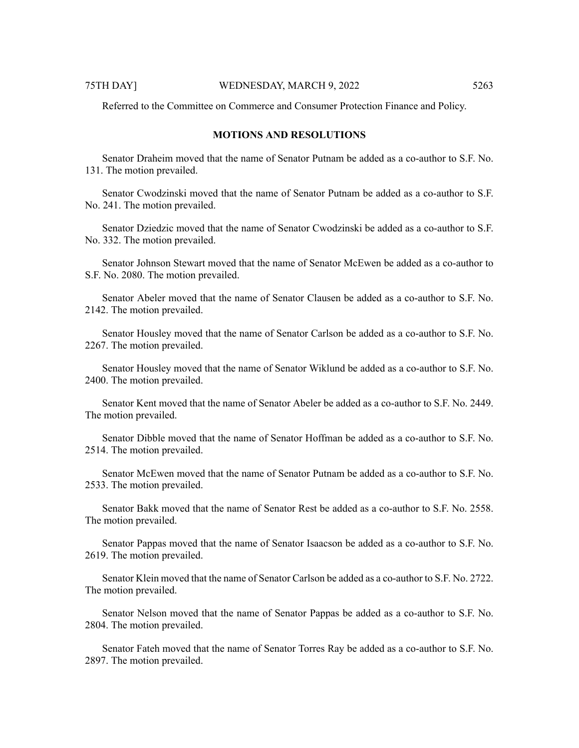Referred to the Committee on Commerce and Consumer Protection Finance and Policy.

## MOTIONS AND RESOLUTIONS

Senator Draheim moved that the name of Senator Putnam be added as a co-author to S.F. No. 131. The motion prevailed.

Senator Cwodzinski moved that the name of Senator Putnam be added as a co-author to S.F. No. 241. The motion prevailed.

Senator Dziedzic moved that the name of Senator Cwodzinski be added as a co-author to S.F. No. 332. The motion prevailed.

Senator Johnson Stewart moved that the name of Senator McEwen be added as a co-author to S.F. No. 2080. The motion prevailed.

Senator Abeler moved that the name of Senator Clausen be added as a co-author to S.F. No. 2142. The motion prevailed.

Senator Housley moved that the name of Senator Carlson be added as a co-author to S.F. No. 2267. The motion prevailed.

Senator Housley moved that the name of Senator Wiklund be added as a co-author to S.F. No. 2400. The motion prevailed.

Senator Kent moved that the name of Senator Abeler be added as a co-author to S.F. No. 2449. The motion prevailed.

Senator Dibble moved that the name of Senator Hoffman be added as a co-author to S.F. No. 2514. The motion prevailed.

Senator McEwen moved that the name of Senator Putnam be added as a co-author to S.F. No. 2533. The motion prevailed.

Senator Bakk moved that the name of Senator Rest be added as a co-author to S.F. No. 2558. The motion prevailed.

Senator Pappas moved that the name of Senator Isaacson be added as a co-author to S.F. No. 2619. The motion prevailed.

Senator Klein moved that the name of Senator Carlson be added as a co-author to S.F. No. 2722. The motion prevailed.

Senator Nelson moved that the name of Senator Pappas be added as a co-author to S.F. No. 2804. The motion prevailed.

Senator Fateh moved that the name of Senator Torres Ray be added as a co-author to S.F. No. 2897. The motion prevailed.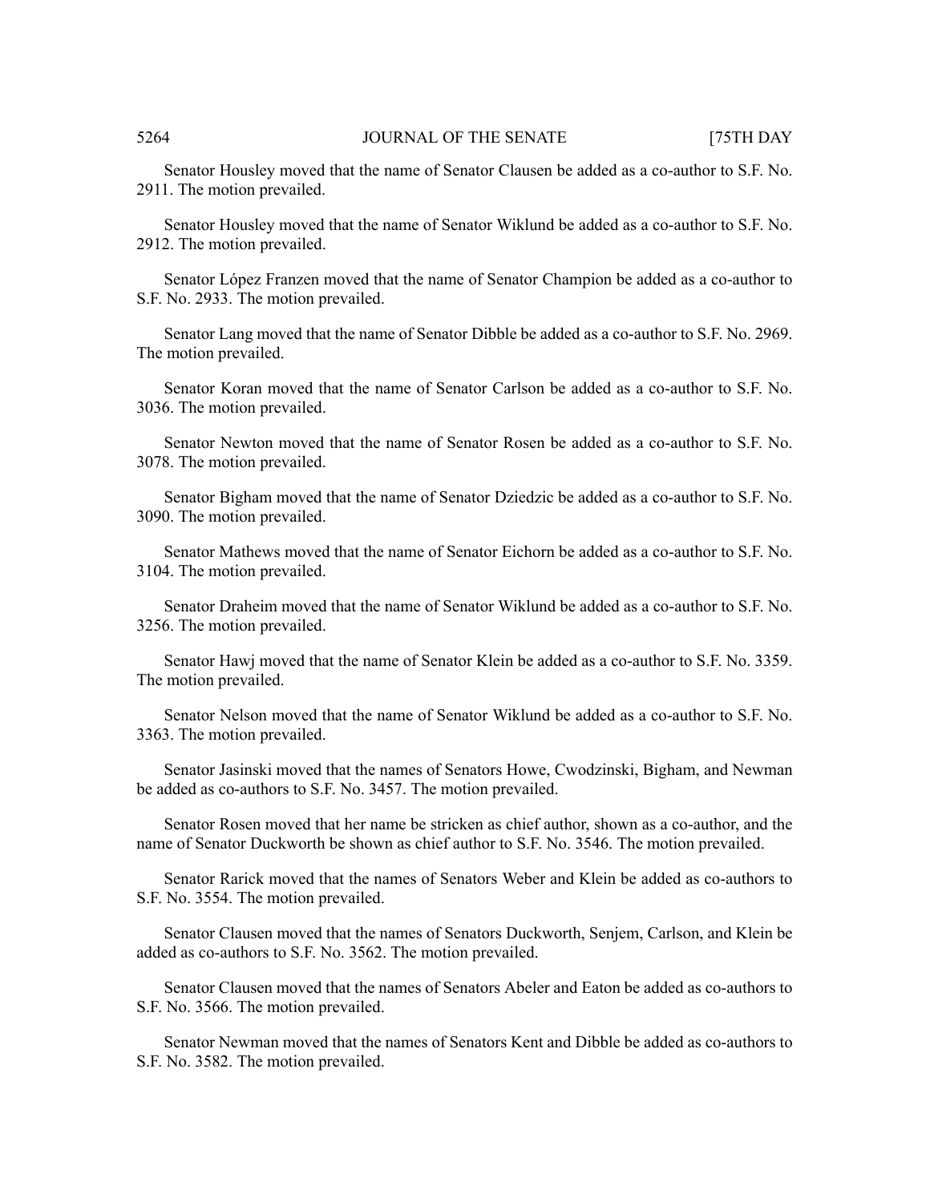Senator Housley moved that the name of Senator Clausen be added as a co-author to S.F. No. 2911. The motion prevailed.

Senator Housley moved that the name of Senator Wiklund be added as a co-author to S.F. No. 2912. The motion prevailed.

Senator López Franzen moved that the name of Senator Champion be added as a co-author to S.F. No. 2933. The motion prevailed.

Senator Lang moved that the name of Senator Dibble be added as a co-author to S.F. No. 2969. The motion prevailed.

Senator Koran moved that the name of Senator Carlson be added as a co-author to S.F. No. 3036. The motion prevailed.

Senator Newton moved that the name of Senator Rosen be added as a co-author to S.F. No. 3078. The motion prevailed.

Senator Bigham moved that the name of Senator Dziedzic be added as a co-author to S.F. No. 3090. The motion prevailed.

Senator Mathews moved that the name of Senator Eichorn be added as a co-author to S.F. No. 3104. The motion prevailed.

Senator Draheim moved that the name of Senator Wiklund be added as a co-author to S.F. No. 3256. The motion prevailed.

Senator Hawj moved that the name of Senator Klein be added as a co-author to S.F. No. 3359. The motion prevailed.

Senator Nelson moved that the name of Senator Wiklund be added as a co-author to S.F. No. 3363. The motion prevailed.

Senator Jasinski moved that the names of Senators Howe, Cwodzinski, Bigham, and Newman be added as co-authors to S.F. No. 3457. The motion prevailed.

Senator Rosen moved that her name be stricken as chief author, shown as a co-author, and the name of Senator Duckworth be shown as chief author to S.F. No. 3546. The motion prevailed.

Senator Rarick moved that the names of Senators Weber and Klein be added as co-authors to S.F. No. 3554. The motion prevailed.

Senator Clausen moved that the names of Senators Duckworth, Senjem, Carlson, and Klein be added as co-authors to S.F. No. 3562. The motion prevailed.

Senator Clausen moved that the names of Senators Abeler and Eaton be added as co-authors to S.F. No. 3566. The motion prevailed.

Senator Newman moved that the names of Senators Kent and Dibble be added as co-authors to S.F. No. 3582. The motion prevailed.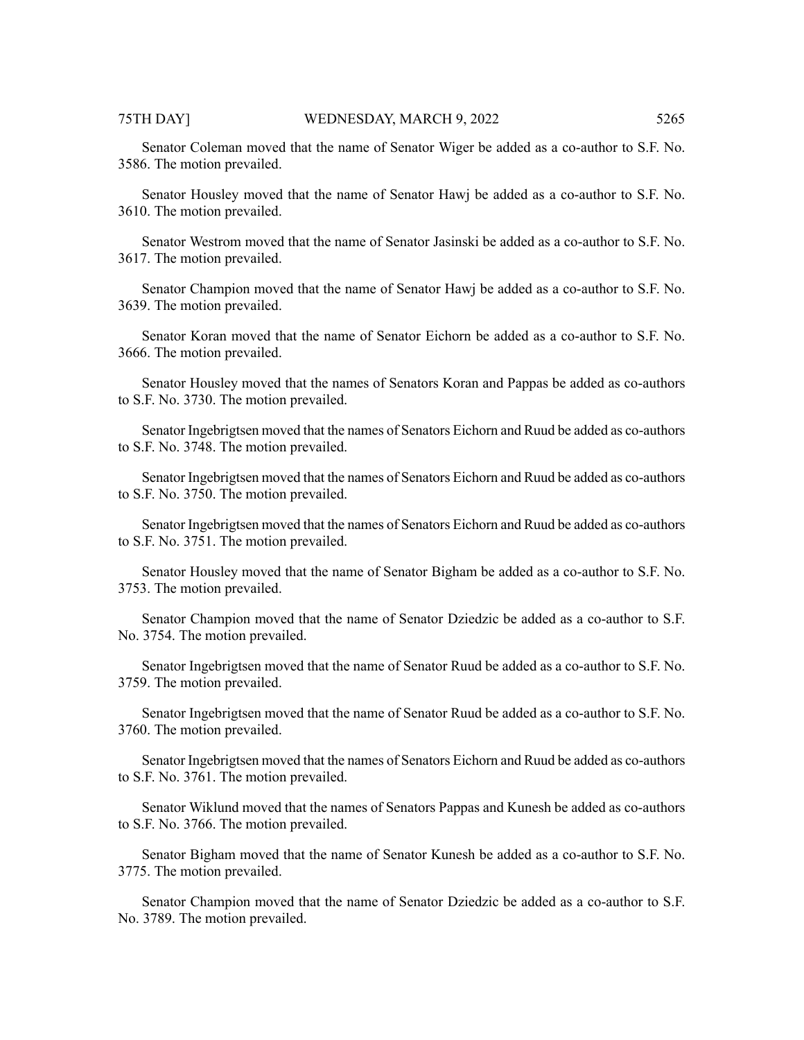Senator Coleman moved that the name of Senator Wiger be added as a co-author to S.F. No. 3586. The motion prevailed.

Senator Housley moved that the name of Senator Hawj be added as a co-author to S.F. No. 3610. The motion prevailed.

Senator Westrom moved that the name of Senator Jasinski be added as a co-author to S.F. No. 3617. The motion prevailed.

Senator Champion moved that the name of Senator Hawj be added as a co-author to S.F. No. 3639. The motion prevailed.

Senator Koran moved that the name of Senator Eichorn be added as a co-author to S.F. No. 3666. The motion prevailed.

Senator Housley moved that the names of Senators Koran and Pappas be added as co-authors to S.F. No. 3730. The motion prevailed.

Senator Ingebrigtsen moved that the names of Senators Eichorn and Ruud be added as co-authors to S.F. No. 3748. The motion prevailed.

Senator Ingebrigtsen moved that the names of Senators Eichorn and Ruud be added as co-authors to S.F. No. 3750. The motion prevailed.

Senator Ingebrigtsen moved that the names of Senators Eichorn and Ruud be added as co-authors to S.F. No. 3751. The motion prevailed.

Senator Housley moved that the name of Senator Bigham be added as a co-author to S.F. No. 3753. The motion prevailed.

Senator Champion moved that the name of Senator Dziedzic be added as a co-author to S.F. No. 3754. The motion prevailed.

Senator Ingebrigtsen moved that the name of Senator Ruud be added as a co-author to S.F. No. 3759. The motion prevailed.

Senator Ingebrigtsen moved that the name of Senator Ruud be added as a co-author to S.F. No. 3760. The motion prevailed.

Senator Ingebrigtsen moved that the names of Senators Eichorn and Ruud be added as co-authors to S.F. No. 3761. The motion prevailed.

Senator Wiklund moved that the names of Senators Pappas and Kunesh be added as co-authors to S.F. No. 3766. The motion prevailed.

Senator Bigham moved that the name of Senator Kunesh be added as a co-author to S.F. No. 3775. The motion prevailed.

Senator Champion moved that the name of Senator Dziedzic be added as a co-author to S.F. No. 3789. The motion prevailed.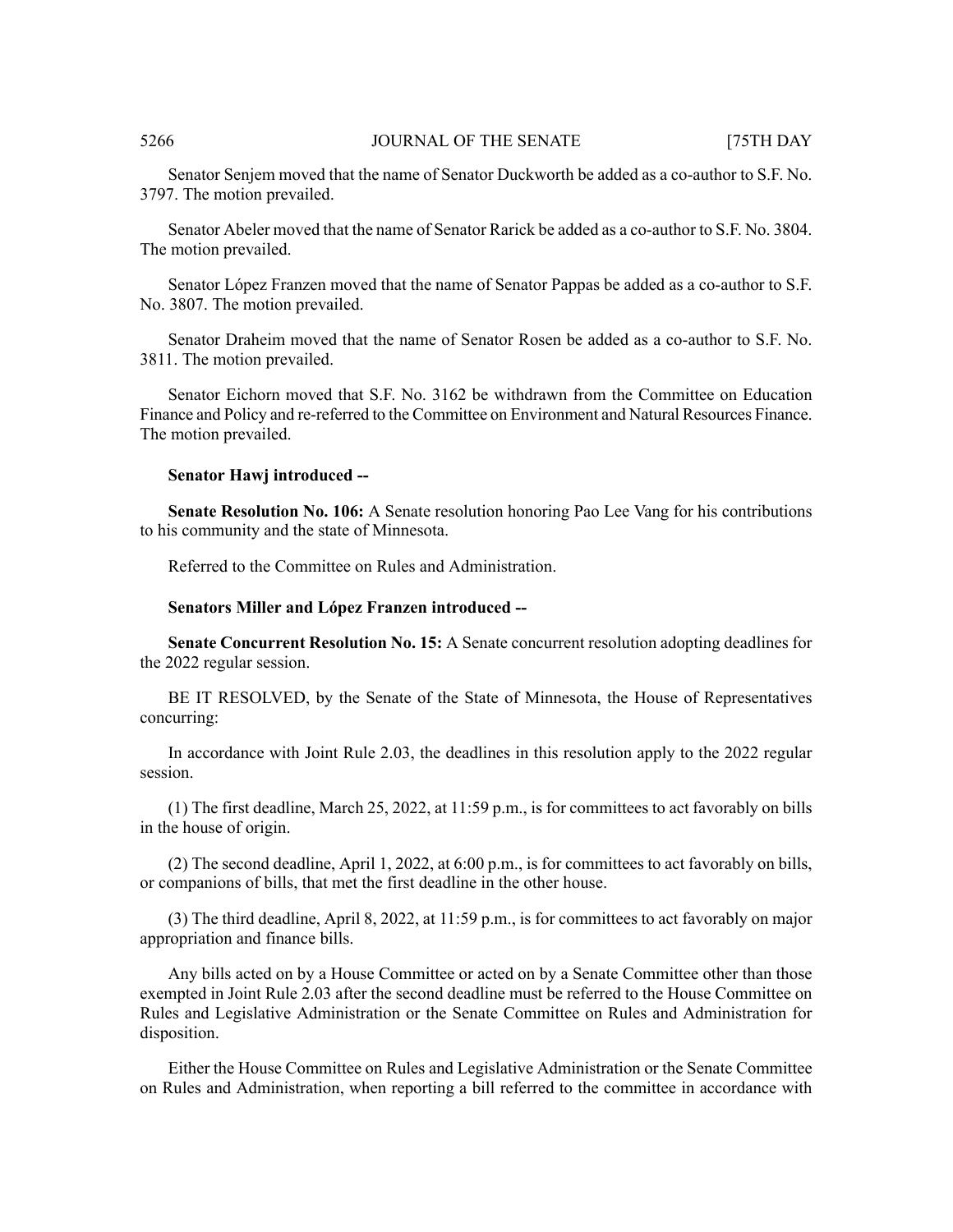Senator Senjem moved that the name of Senator Duckworth be added as a co-author to S.F. No. 3797. The motion prevailed.

Senator Abeler moved that the name of Senator Rarick be added as a co-author to S.F. No. 3804. The motion prevailed.

Senator López Franzen moved that the name of Senator Pappas be added as a co-author to S.F. No. 3807. The motion prevailed.

Senator Draheim moved that the name of Senator Rosen be added as a co-author to S.F. No. 3811. The motion prevailed.

Senator Eichorn moved that S.F. No. 3162 be withdrawn from the Committee on Education Finance and Policy and re-referred to the Committee on Environment and Natural Resources Finance. The motion prevailed.

**Senator Hawj introduced --**

**Senate Resolution No. 106:** A Senate resolution honoring Pao Lee Vang for his contributions to his community and the state of Minnesota.

Referred to the Committee on Rules and Administration.

**Senators Miller and López Franzen introduced --**

**Senate Concurrent Resolution No. 15:** A Senate concurrent resolution adopting deadlines for the 2022 regular session.

BE IT RESOLVED, by the Senate of the State of Minnesota, the House of Representatives concurring:

In accordance with Joint Rule 2.03, the deadlines in this resolution apply to the 2022 regular session.

(1) The first deadline, March 25, 2022, at 11:59 p.m., is for committees to act favorably on bills in the house of origin.

(2) The second deadline, April 1, 2022, at 6:00 p.m., is for committees to act favorably on bills, or companions of bills, that met the first deadline in the other house.

(3) The third deadline, April 8, 2022, at 11:59 p.m., is for committees to act favorably on major appropriation and finance bills.

Any bills acted on by a House Committee or acted on by a Senate Committee other than those exempted in Joint Rule 2.03 after the second deadline must be referred to the House Committee on Rules and Legislative Administration or the Senate Committee on Rules and Administration for disposition.

Either the House Committee on Rules and Legislative Administration or the Senate Committee on Rules and Administration, when reporting a bill referred to the committee in accordance with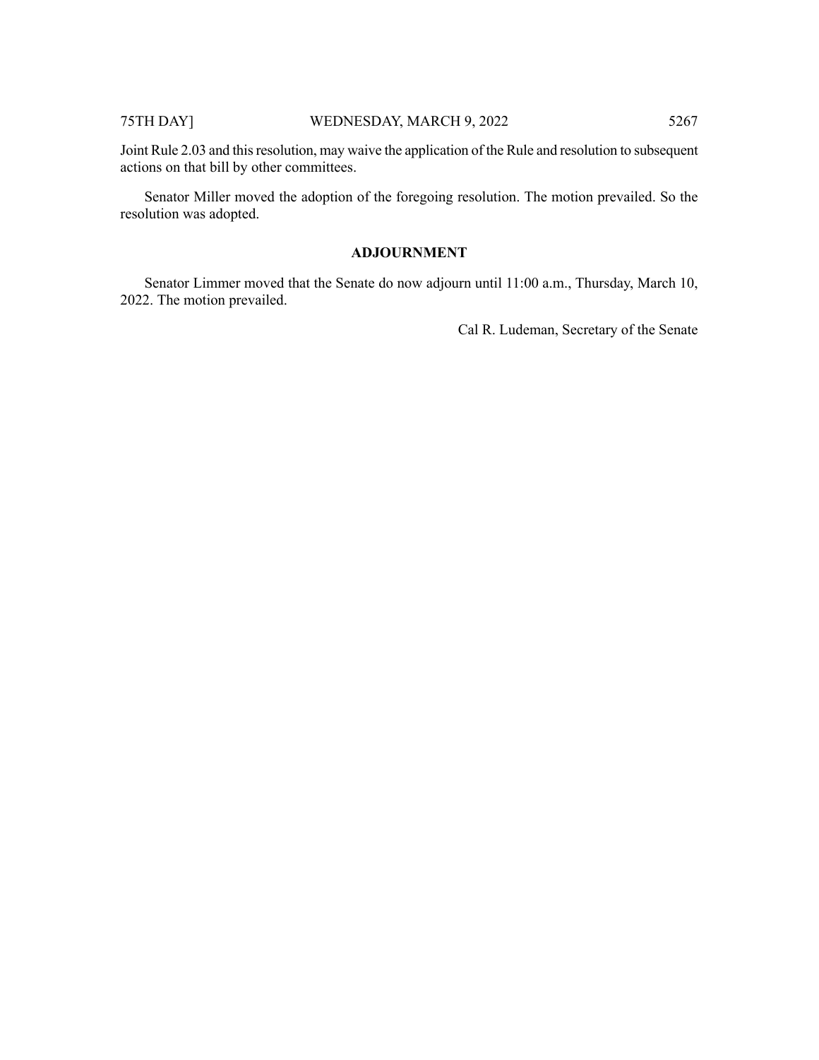Joint Rule 2.03 and this resolution, may waive the application of the Rule and resolution to subsequent actions on that bill by other committees.

Senator Miller moved the adoption of the foregoing resolution. The motion prevailed. So the resolution was adopted.

## ADJOURNMENT

Senator Limmer moved that the Senate do now adjourn until 11:00 a.m., Thursday, March 10, 2022. The motion prevailed.

Cal R. Ludeman, Secretary of the Senate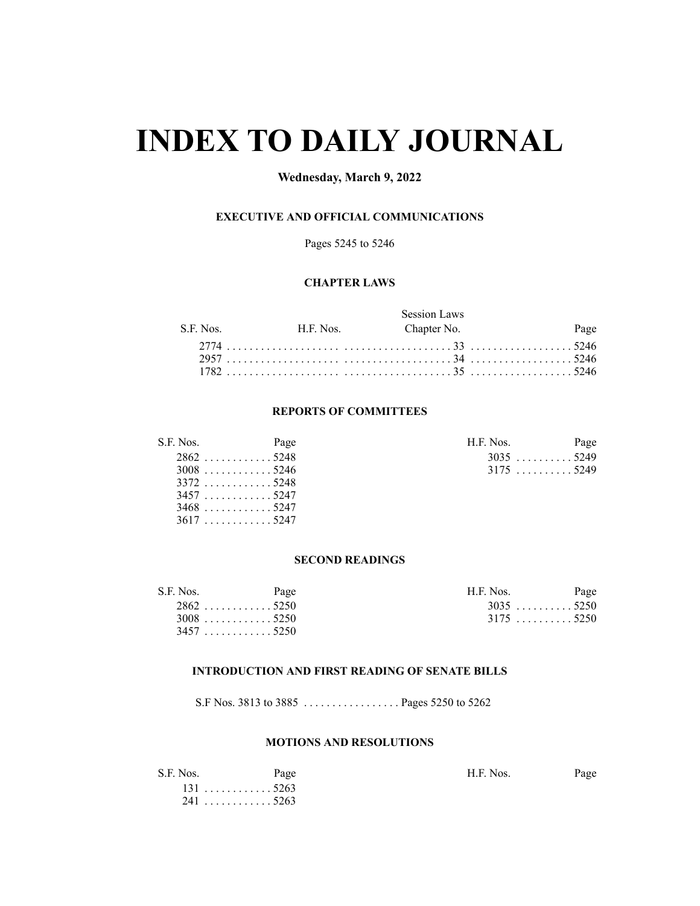# INDEX TO DAILY JOURNAL

**Wednesday, March 9, 2022**

### EXECUTIVE AND OFFICIAL COMMUNICATIONS

Pages 5245 to 5246

### CHAPTER LAWS

| S.F. Nos. | H.F. Nos. | Session Laws Chapter No. | Page |
|---|---|---|---|
| 2774 | | 33 | 5246 |
| 2957 | | 34 | 5246 |
| 1782 | | 35 | 5246 |

### REPORTS OF COMMITTEES

| S.F. Nos. | Page |
|---|---|
| 2862 | 5248 |
| 3008 | 5246 |
| 3372 | 5248 |
| 3457 | 5247 |
| 3468 | 5247 |
| 3617 | 5247 |

| H.F. Nos. | Page |
|---|---|
| 3035 | 5249 |
| 3175 | 5249 |

### SECOND READINGS

| S.F. Nos. | Page |
|---|---|
| 2862 | 5250 |
| 3008 | 5250 |
| 3457 | 5250 |

| H.F. Nos. | Page |
|---|---|
| 3035 | 5250 |
| 3175 | 5250 |

### INTRODUCTION AND FIRST READING OF SENATE BILLS

S.F Nos. 3813 to 3885 . . . . . . . . . . . . . . . . . Pages 5250 to 5262

### MOTIONS AND RESOLUTIONS

| S.F. Nos. | Page |
|---|---|
| 131 | 5263 |
| 241 | 5263 |

| H.F. Nos. | Page |
|---|---|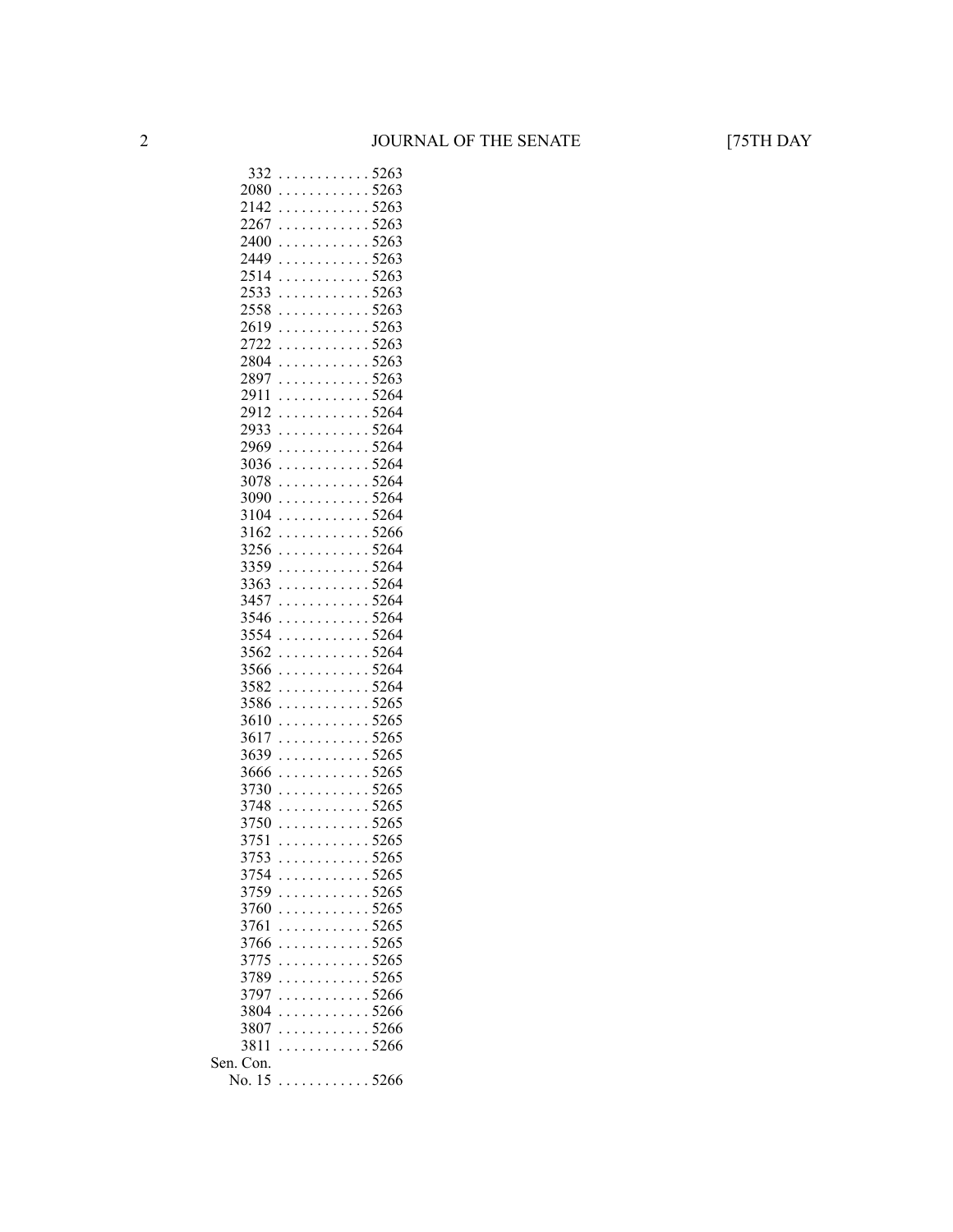332 . . . . . . . . . . . . 5263
2080 . . . . . . . . . . . . 5263
2142 . . . . . . . . . . . . 5263
2267 . . . . . . . . . . . . 5263
2400 . . . . . . . . . . . . 5263
2449 . . . . . . . . . . . . 5263
2514 . . . . . . . . . . . . 5263
2533 . . . . . . . . . . . . 5263
2558 . . . . . . . . . . . . 5263
2619 . . . . . . . . . . . . 5263
2722 . . . . . . . . . . . . 5263
2804 . . . . . . . . . . . . 5263
2897 . . . . . . . . . . . . 5263
2911 . . . . . . . . . . . . 5264
2912 . . . . . . . . . . . . 5264
2933 . . . . . . . . . . . . 5264
2969 . . . . . . . . . . . . 5264
3036 . . . . . . . . . . . . 5264
3078 . . . . . . . . . . . . 5264
3090 . . . . . . . . . . . . 5264
3104 . . . . . . . . . . . . 5264
3162 . . . . . . . . . . . . 5266
3256 . . . . . . . . . . . . 5264
3359 . . . . . . . . . . . . 5264
3363 . . . . . . . . . . . . 5264
3457 . . . . . . . . . . . . 5264
3546 . . . . . . . . . . . . 5264
3554 . . . . . . . . . . . . 5264
3562 . . . . . . . . . . . . 5264
3566 . . . . . . . . . . . . 5264
3582 . . . . . . . . . . . . 5264
3586 . . . . . . . . . . . . 5265
3610 . . . . . . . . . . . . 5265
3617 . . . . . . . . . . . . 5265
3639 . . . . . . . . . . . . 5265
3666 . . . . . . . . . . . . 5265
3730 . . . . . . . . . . . . 5265
3748 . . . . . . . . . . . . 5265
3750 . . . . . . . . . . . . 5265
3751 . . . . . . . . . . . . 5265
3753 . . . . . . . . . . . . 5265
3754 . . . . . . . . . . . . 5265
3759 . . . . . . . . . . . . 5265
3760 . . . . . . . . . . . . 5265
3761 . . . . . . . . . . . . 5265
3766 . . . . . . . . . . . . 5265
3775 . . . . . . . . . . . . 5265
3789 . . . . . . . . . . . . 5265
3797 . . . . . . . . . . . . 5266
3804 . . . . . . . . . . . . 5266
3807 . . . . . . . . . . . . 5266
3811 . . . . . . . . . . . . 5266

Sen. Con.
No. 15 . . . . . . . . . . . . 5266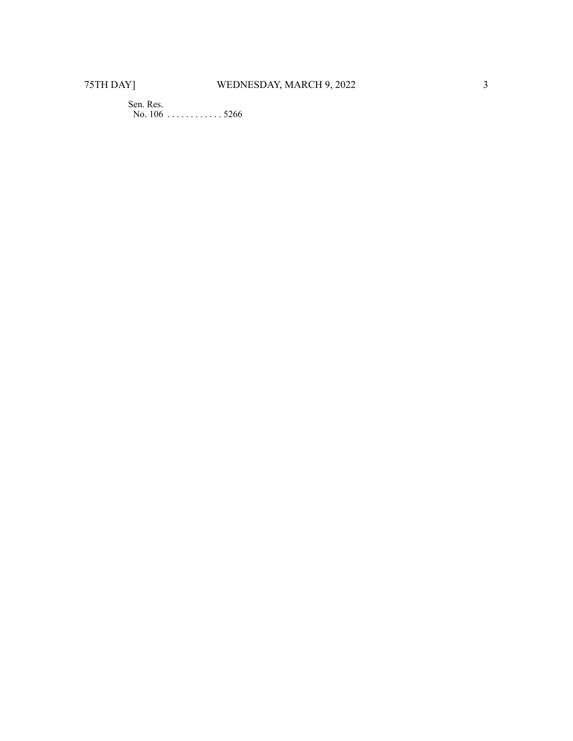Sen. Res.
No. 106 . . . . . . . . . . . . 5266